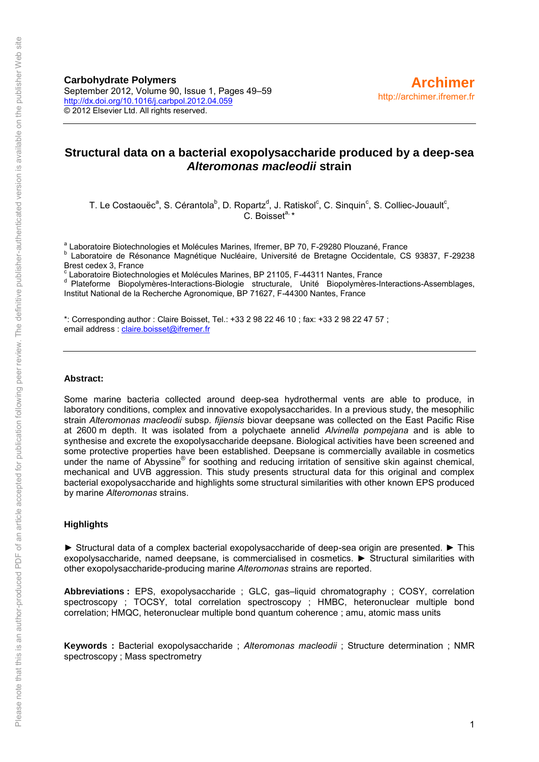**Carbohydrate Polymers**
September 2012, Volume 90, Issue 1, Pages 49–59
http://dx.doi.org/10.1016/j.carbpol.2012.04.059
© 2012 Elsevier Ltd. All rights reserved.

**Archimer**
http://archimer.ifremer.fr

# Structural data on a bacterial exopolysaccharide produced by a deep-sea *Alteromonas macleodii* strain

T. Le Costaouëc[a], S. Cérantola[b], D. Ropartz[d], J. Ratiskol[c], C. Sinquin[c], S. Colliec-Jouault[c], C. Boisset[a, *]

[a] Laboratoire Biotechnologies et Molécules Marines, Ifremer, BP 70, F-29280 Plouzané, France
[b] Laboratoire de Résonance Magnétique Nucléaire, Université de Bretagne Occidentale, CS 93837, F-29238 Brest cedex 3, France
[c] Laboratoire Biotechnologies et Molécules Marines, BP 21105, F-44311 Nantes, France
[d] Plateforme Biopolymères-Interactions-Biologie structurale, Unité Biopolymères-Interactions-Assemblages, Institut National de la Recherche Agronomique, BP 71627, F-44300 Nantes, France

*: Corresponding author : Claire Boisset, Tel.: +33 2 98 22 46 10 ; fax: +33 2 98 22 47 57 ; email address : claire.boisset@ifremer.fr

---

**Abstract:**

Some marine bacteria collected around deep-sea hydrothermal vents are able to produce, in laboratory conditions, complex and innovative exopolysaccharides. In a previous study, the mesophilic strain *Alteromonas macleodii* subsp. *fijiensis* biovar deepsane was collected on the East Pacific Rise at 2600 m depth. It was isolated from a polychaete annelid *Alvinella pompejana* and is able to synthesise and excrete the exopolysaccharide deepsane. Biological activities have been screened and some protective properties have been established. Deepsane is commercially available in cosmetics under the name of Abyssine® for soothing and reducing irritation of sensitive skin against chemical, mechanical and UVB aggression. This study presents structural data for this original and complex bacterial exopolysaccharide and highlights some structural similarities with other known EPS produced by marine *Alteromonas* strains.

**Highlights**

► Structural data of a complex bacterial exopolysaccharide of deep-sea origin are presented. ► This exopolysaccharide, named deepsane, is commercialised in cosmetics. ► Structural similarities with other exopolysaccharide-producing marine *Alteromonas* strains are reported.

**Abbreviations :** EPS, exopolysaccharide ; GLC, gas–liquid chromatography ; COSY, correlation spectroscopy ; TOCSY, total correlation spectroscopy ; HMBC, heteronuclear multiple bond correlation; HMQC, heteronuclear multiple bond quantum coherence ; amu, atomic mass units

**Keywords :** Bacterial exopolysaccharide ; *Alteromonas macleodii* ; Structure determination ; NMR spectroscopy ; Mass spectrometry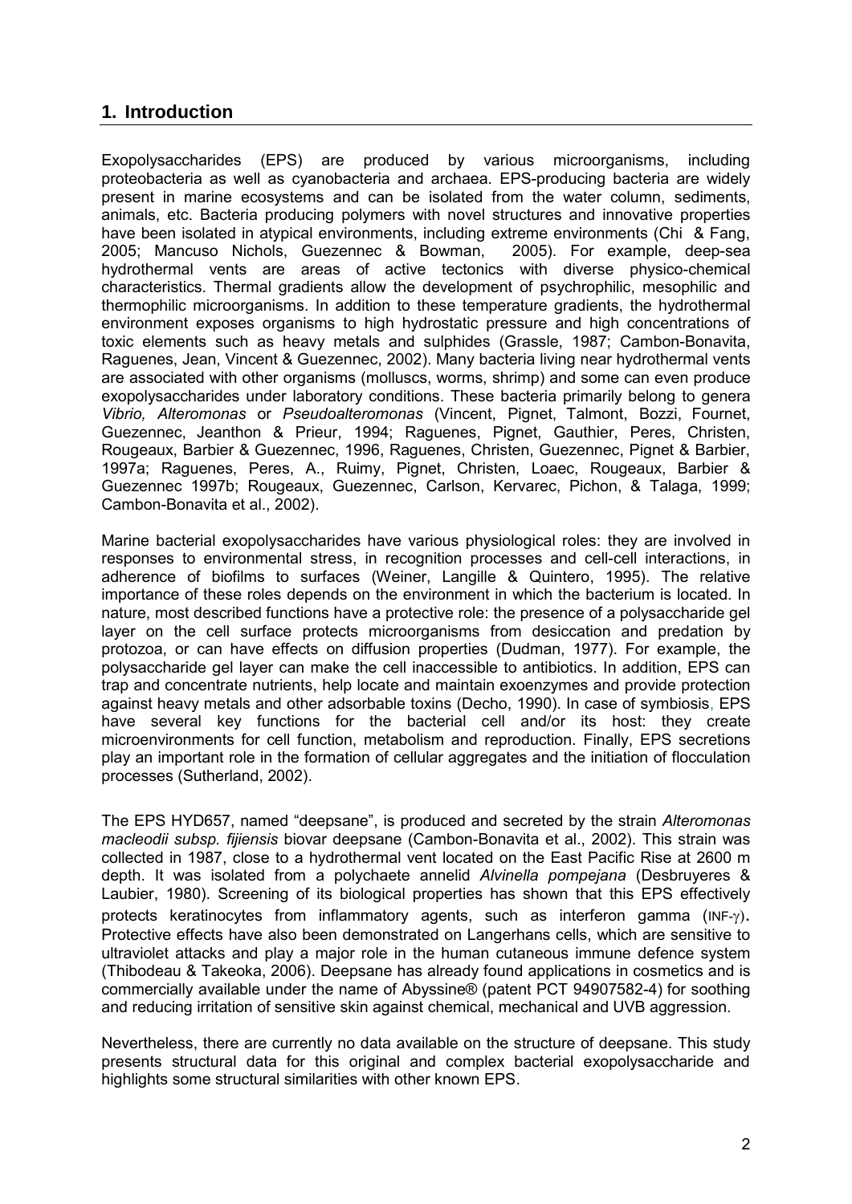## 1. Introduction

Exopolysaccharides (EPS) are produced by various microorganisms, including proteobacteria as well as cyanobacteria and archaea. EPS-producing bacteria are widely present in marine ecosystems and can be isolated from the water column, sediments, animals, etc. Bacteria producing polymers with novel structures and innovative properties have been isolated in atypical environments, including extreme environments (Chi & Fang, 2005; Mancuso Nichols, Guezennec & Bowman, 2005). For example, deep-sea hydrothermal vents are areas of active tectonics with diverse physico-chemical characteristics. Thermal gradients allow the development of psychrophilic, mesophilic and thermophilic microorganisms. In addition to these temperature gradients, the hydrothermal environment exposes organisms to high hydrostatic pressure and high concentrations of toxic elements such as heavy metals and sulphides (Grassle, 1987; Cambon-Bonavita, Raguenes, Jean, Vincent & Guezennec, 2002). Many bacteria living near hydrothermal vents are associated with other organisms (molluscs, worms, shrimp) and some can even produce exopolysaccharides under laboratory conditions. These bacteria primarily belong to genera *Vibrio, Alteromonas* or *Pseudoalteromonas* (Vincent, Pignet, Talmont, Bozzi, Fournet, Guezennec, Jeanthon & Prieur, 1994; Raguenes, Pignet, Gauthier, Peres, Christen, Rougeaux, Barbier & Guezennec, 1996, Raguenes, Christen, Guezennec, Pignet & Barbier, 1997a; Raguenes, Peres, A., Ruimy, Pignet, Christen, Loaec, Rougeaux, Barbier & Guezennec 1997b; Rougeaux, Guezennec, Carlson, Kervarec, Pichon, & Talaga, 1999; Cambon-Bonavita et al., 2002).

Marine bacterial exopolysaccharides have various physiological roles: they are involved in responses to environmental stress, in recognition processes and cell-cell interactions, in adherence of biofilms to surfaces (Weiner, Langille & Quintero, 1995). The relative importance of these roles depends on the environment in which the bacterium is located. In nature, most described functions have a protective role: the presence of a polysaccharide gel layer on the cell surface protects microorganisms from desiccation and predation by protozoa, or can have effects on diffusion properties (Dudman, 1977). For example, the polysaccharide gel layer can make the cell inaccessible to antibiotics. In addition, EPS can trap and concentrate nutrients, help locate and maintain exoenzymes and provide protection against heavy metals and other adsorbable toxins (Decho, 1990). In case of symbiosis, EPS have several key functions for the bacterial cell and/or its host: they create microenvironments for cell function, metabolism and reproduction. Finally, EPS secretions play an important role in the formation of cellular aggregates and the initiation of flocculation processes (Sutherland, 2002).

The EPS HYD657, named "deepsane", is produced and secreted by the strain *Alteromonas macleodii subsp. fijiensis* biovar deepsane (Cambon-Bonavita et al., 2002). This strain was collected in 1987, close to a hydrothermal vent located on the East Pacific Rise at 2600 m depth. It was isolated from a polychaete annelid *Alvinella pompejana* (Desbruyeres & Laubier, 1980). Screening of its biological properties has shown that this EPS effectively protects keratinocytes from inflammatory agents, such as interferon gamma (INF-$\gamma$). Protective effects have also been demonstrated on Langerhans cells, which are sensitive to ultraviolet attacks and play a major role in the human cutaneous immune defence system (Thibodeau & Takeoka, 2006). Deepsane has already found applications in cosmetics and is commercially available under the name of Abyssine® (patent PCT 94907582-4) for soothing and reducing irritation of sensitive skin against chemical, mechanical and UVB aggression.

Nevertheless, there are currently no data available on the structure of deepsane. This study presents structural data for this original and complex bacterial exopolysaccharide and highlights some structural similarities with other known EPS.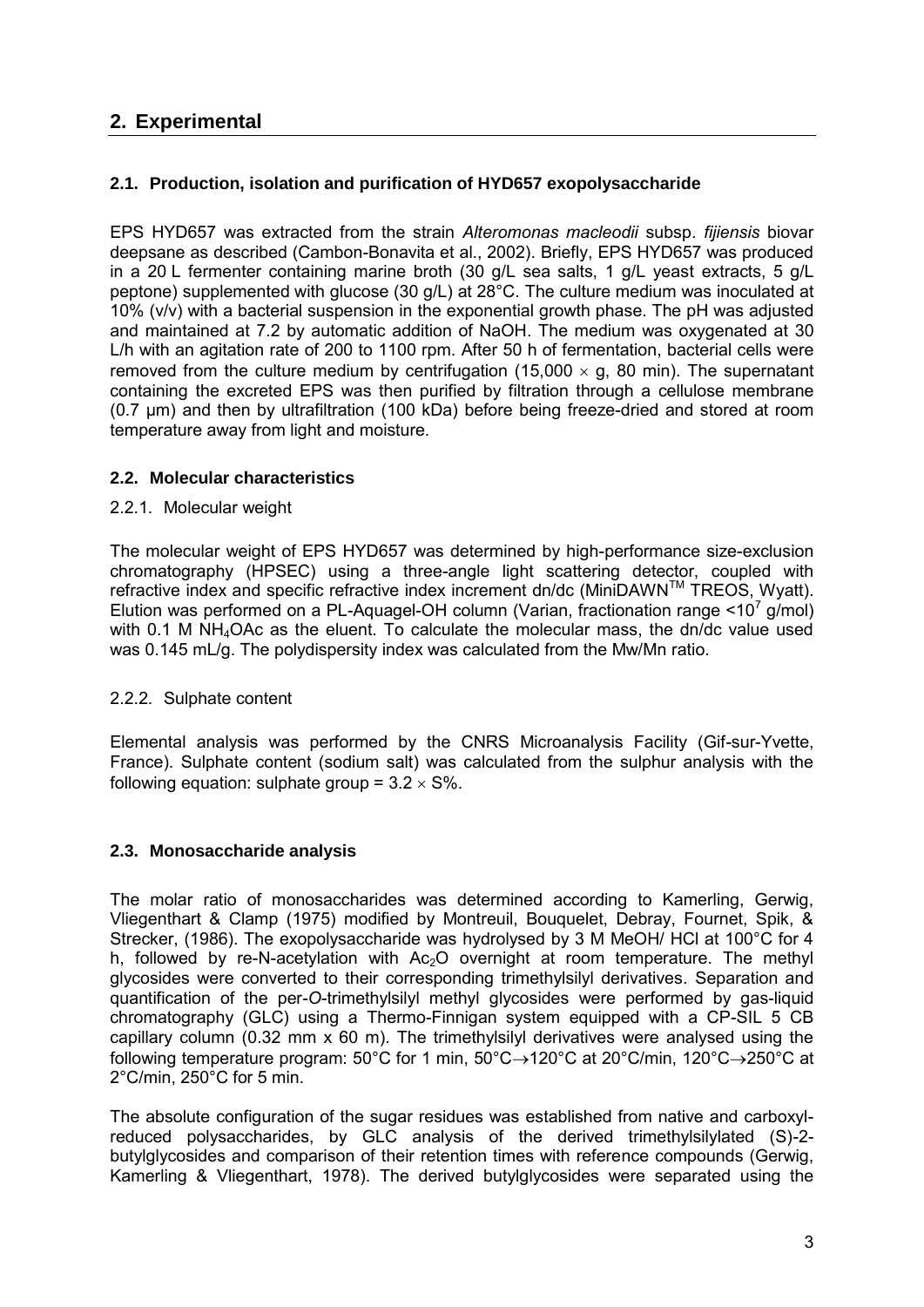## 2. Experimental

### 2.1. Production, isolation and purification of HYD657 exopolysaccharide

EPS HYD657 was extracted from the strain *Alteromonas macleodii* subsp. *fijiensis* biovar deepsane as described (Cambon-Bonavita et al., 2002). Briefly, EPS HYD657 was produced in a 20 L fermenter containing marine broth (30 g/L sea salts, 1 g/L yeast extracts, 5 g/L peptone) supplemented with glucose (30 g/L) at 28°C. The culture medium was inoculated at 10% (v/v) with a bacterial suspension in the exponential growth phase. The pH was adjusted and maintained at 7.2 by automatic addition of NaOH. The medium was oxygenated at 30 L/h with an agitation rate of 200 to 1100 rpm. After 50 h of fermentation, bacterial cells were removed from the culture medium by centrifugation (15,000 $\times$ g, 80 min). The supernatant containing the excreted EPS was then purified by filtration through a cellulose membrane (0.7 µm) and then by ultrafiltration (100 kDa) before being freeze-dried and stored at room temperature away from light and moisture.

### 2.2. Molecular characteristics

#### 2.2.1. Molecular weight

The molecular weight of EPS HYD657 was determined by high-performance size-exclusion chromatography (HPSEC) using a three-angle light scattering detector, coupled with refractive index and specific refractive index increment dn/dc (MiniDAWN™ TREOS, Wyatt). Elution was performed on a PL-Aquagel-OH column (Varian, fractionation range <$10^7$ g/mol) with 0.1 M $NH_4OAc$ as the eluent. To calculate the molecular mass, the dn/dc value used was 0.145 mL/g. The polydispersity index was calculated from the Mw/Mn ratio.

#### 2.2.2. Sulphate content

Elemental analysis was performed by the CNRS Microanalysis Facility (Gif-sur-Yvette, France). Sulphate content (sodium salt) was calculated from the sulphur analysis with the following equation: sulphate group = $3.2 \times S\%$.

### 2.3. Monosaccharide analysis

The molar ratio of monosaccharides was determined according to Kamerling, Gerwig, Vliegenthart & Clamp (1975) modified by Montreuil, Bouquelet, Debray, Fournet, Spik, & Strecker, (1986). The exopolysaccharide was hydrolysed by 3 M MeOH/ HCl at 100°C for 4 h, followed by re-N-acetylation with $Ac_2O$ overnight at room temperature. The methyl glycosides were converted to their corresponding trimethylsilyl derivatives. Separation and quantification of the per-*O*-trimethylsilyl methyl glycosides were performed by gas-liquid chromatography (GLC) using a Thermo-Finnigan system equipped with a CP-SIL 5 CB capillary column (0.32 mm x 60 m). The trimethylsilyl derivatives were analysed using the following temperature program: 50°C for 1 min, 50°C→120°C at 20°C/min, 120°C→250°C at 2°C/min, 250°C for 5 min.

The absolute configuration of the sugar residues was established from native and carboxyl-reduced polysaccharides, by GLC analysis of the derived trimethylsilylated (S)-2-butylglycosides and comparison of their retention times with reference compounds (Gerwig, Kamerling & Vliegenthart, 1978). The derived butylglycosides were separated using the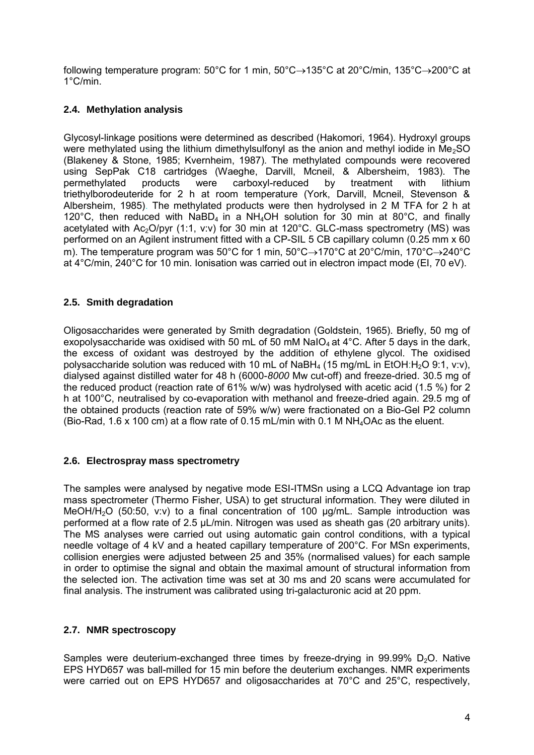following temperature program: 50°C for 1 min, 50°C→135°C at 20°C/min, 135°C→200°C at 1°C/min.

### 2.4. Methylation analysis

Glycosyl-linkage positions were determined as described (Hakomori, 1964). Hydroxyl groups were methylated using the lithium dimethylsulfonyl as the anion and methyl iodide in $Me_2SO$ (Blakeney & Stone, 1985; Kvernheim, 1987). The methylated compounds were recovered using SepPak C18 cartridges (Waeghe, Darvill, Mcneil, & Albersheim, 1983). The permethylated products were carboxyl-reduced by treatment with lithium triethylborodeuteride for 2 h at room temperature (York, Darvill, Mcneil, Stevenson & Albersheim, 1985). The methylated products were then hydrolysed in 2 M TFA for 2 h at 120°C, then reduced with $NaBD_4$ in a $NH_4OH$ solution for 30 min at 80°C, and finally acetylated with $Ac_2O$/pyr (1:1, v:v) for 30 min at 120°C. GLC-mass spectrometry (MS) was performed on an Agilent instrument fitted with a CP-SIL 5 CB capillary column (0.25 mm x 60 m). The temperature program was 50°C for 1 min, 50°C→170°C at 20°C/min, 170°C→240°C at 4°C/min, 240°C for 10 min. Ionisation was carried out in electron impact mode (EI, 70 eV).

### 2.5. Smith degradation

Oligosaccharides were generated by Smith degradation (Goldstein, 1965). Briefly, 50 mg of exopolysaccharide was oxidised with 50 mL of 50 mM $NaIO_4$ at 4°C. After 5 days in the dark, the excess of oxidant was destroyed by the addition of ethylene glycol. The oxidised polysaccharide solution was reduced with 10 mL of $NaBH_4$ (15 mg/mL in EtOH:$H_2O$ 9:1, v:v), dialysed against distilled water for 48 h (6000-*8000* Mw cut-off) and freeze-dried. 30.5 mg of the reduced product (reaction rate of 61% w/w) was hydrolysed with acetic acid (1.5 %) for 2 h at 100°C, neutralised by co-evaporation with methanol and freeze-dried again. 29.5 mg of the obtained products (reaction rate of 59% w/w) were fractionated on a Bio-Gel P2 column (Bio-Rad, 1.6 x 100 cm) at a flow rate of 0.15 mL/min with 0.1 M $NH_4OAc$ as the eluent.

### 2.6. Electrospray mass spectrometry

The samples were analysed by negative mode ESI-ITMSn using a LCQ Advantage ion trap mass spectrometer (Thermo Fisher, USA) to get structural information. They were diluted in MeOH/$H_2O$ (50:50, v:v) to a final concentration of 100 µg/mL. Sample introduction was performed at a flow rate of 2.5 µL/min. Nitrogen was used as sheath gas (20 arbitrary units). The MS analyses were carried out using automatic gain control conditions, with a typical needle voltage of 4 kV and a heated capillary temperature of 200°C. For MSn experiments, collision energies were adjusted between 25 and 35% (normalised values) for each sample in order to optimise the signal and obtain the maximal amount of structural information from the selected ion. The activation time was set at 30 ms and 20 scans were accumulated for final analysis. The instrument was calibrated using tri-galacturonic acid at 20 ppm.

### 2.7. NMR spectroscopy

Samples were deuterium-exchanged three times by freeze-drying in 99.99% $D_2O$. Native EPS HYD657 was ball-milled for 15 min before the deuterium exchanges. NMR experiments were carried out on EPS HYD657 and oligosaccharides at 70°C and 25°C, respectively,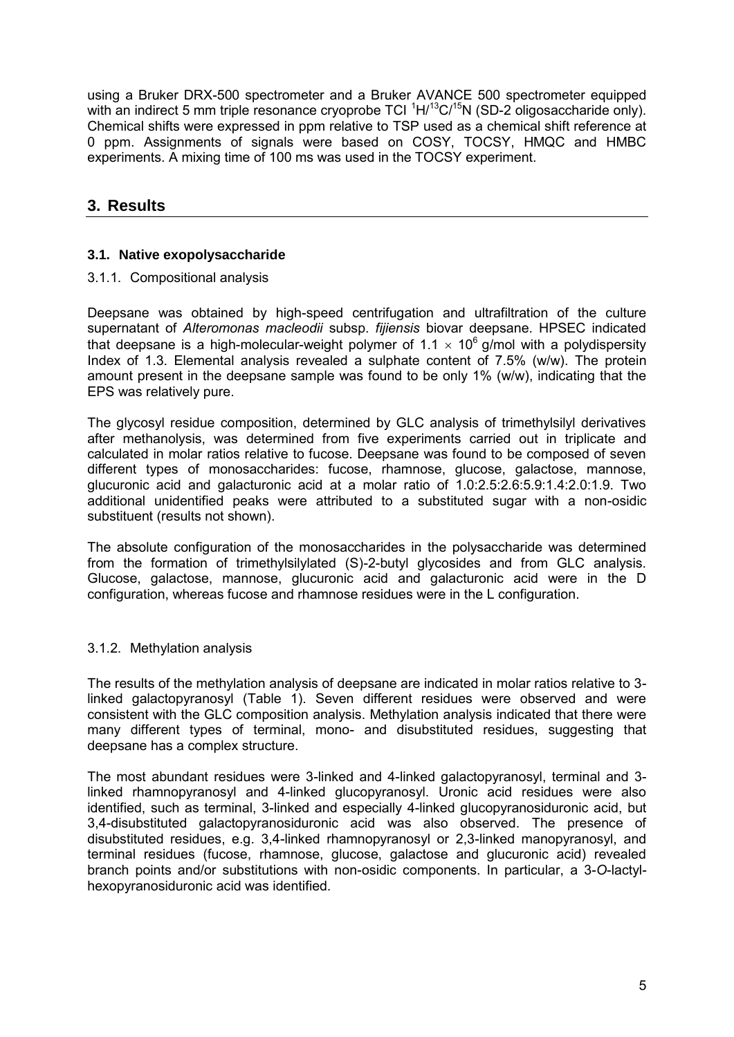using a Bruker DRX-500 spectrometer and a Bruker AVANCE 500 spectrometer equipped with an indirect 5 mm triple resonance cryoprobe TCI $^{1}H/^{13}C/^{15}N$ (SD-2 oligosaccharide only). Chemical shifts were expressed in ppm relative to TSP used as a chemical shift reference at 0 ppm. Assignments of signals were based on COSY, TOCSY, HMQC and HMBC experiments. A mixing time of 100 ms was used in the TOCSY experiment.

## 3. Results

### 3.1. Native exopolysaccharide

#### 3.1.1. Compositional analysis

Deepsane was obtained by high-speed centrifugation and ultrafiltration of the culture supernatant of *Alteromonas macleodii* subsp. *fijiensis* biovar deepsane. HPSEC indicated that deepsane is a high-molecular-weight polymer of $1.1 \times 10^{6}$ g/mol with a polydispersity Index of 1.3. Elemental analysis revealed a sulphate content of 7.5% (w/w). The protein amount present in the deepsane sample was found to be only 1% (w/w), indicating that the EPS was relatively pure.

The glycosyl residue composition, determined by GLC analysis of trimethylsilyl derivatives after methanolysis, was determined from five experiments carried out in triplicate and calculated in molar ratios relative to fucose. Deepsane was found to be composed of seven different types of monosaccharides: fucose, rhamnose, glucose, galactose, mannose, glucuronic acid and galacturonic acid at a molar ratio of 1.0:2.5:2.6:5.9:1.4:2.0:1.9. Two additional unidentified peaks were attributed to a substituted sugar with a non-osidic substituent (results not shown).

The absolute configuration of the monosaccharides in the polysaccharide was determined from the formation of trimethylsilylated (S)-2-butyl glycosides and from GLC analysis. Glucose, galactose, mannose, glucuronic acid and galacturonic acid were in the D configuration, whereas fucose and rhamnose residues were in the L configuration.

#### 3.1.2. Methylation analysis

The results of the methylation analysis of deepsane are indicated in molar ratios relative to 3-linked galactopyranosyl (Table 1). Seven different residues were observed and were consistent with the GLC composition analysis. Methylation analysis indicated that there were many different types of terminal, mono- and disubstituted residues, suggesting that deepsane has a complex structure.

The most abundant residues were 3-linked and 4-linked galactopyranosyl, terminal and 3-linked rhamnopyranosyl and 4-linked glucopyranosyl. Uronic acid residues were also identified, such as terminal, 3-linked and especially 4-linked glucopyranosiduronic acid, but 3,4-disubstituted galactopyranosiduronic acid was also observed. The presence of disubstituted residues, e.g. 3,4-linked rhamnopyranosyl or 2,3-linked manopyranosyl, and terminal residues (fucose, rhamnose, glucose, galactose and glucuronic acid) revealed branch points and/or substitutions with non-osidic components. In particular, a 3-*O*-lactyl-hexopyranosiduronic acid was identified.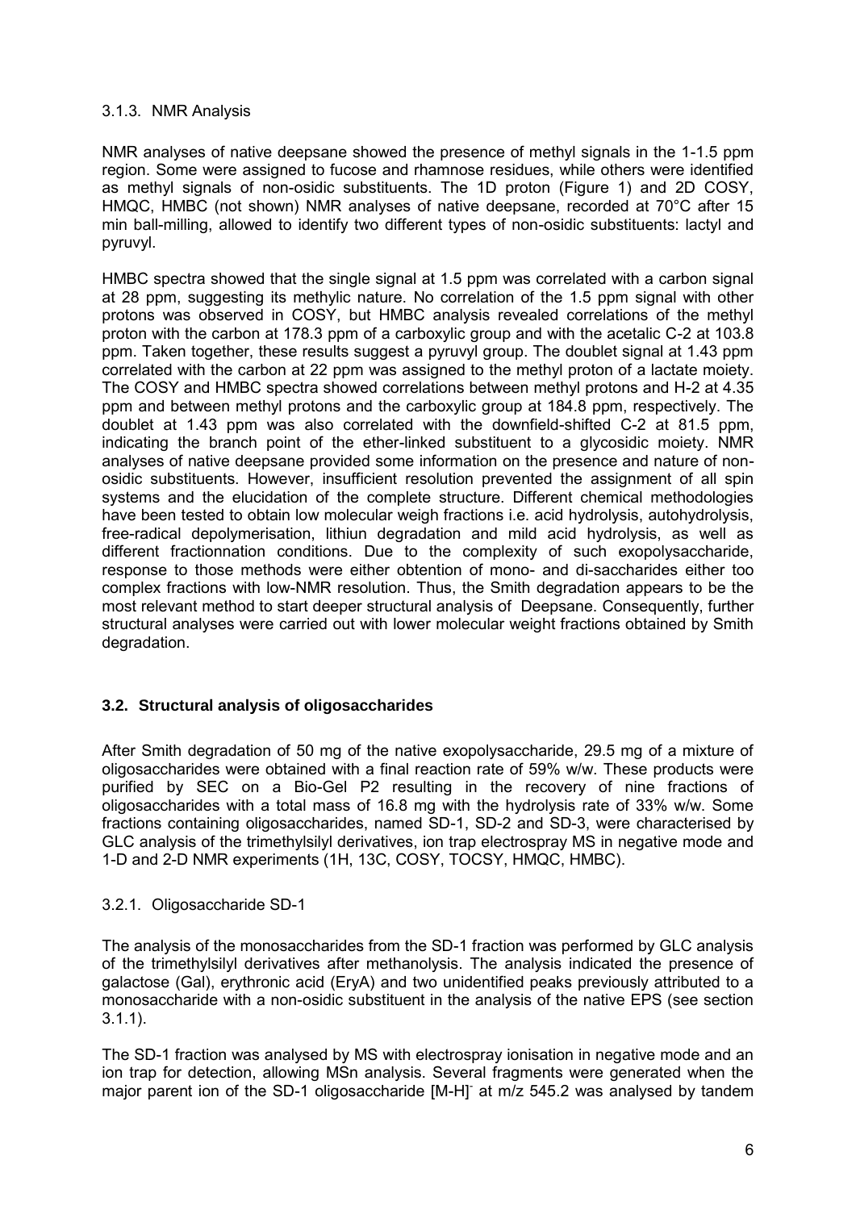#### 3.1.3. NMR Analysis

NMR analyses of native deepsane showed the presence of methyl signals in the 1-1.5 ppm region. Some were assigned to fucose and rhamnose residues, while others were identified as methyl signals of non-osidic substituents. The 1D proton (Figure 1) and 2D COSY, HMQC, HMBC (not shown) NMR analyses of native deepsane, recorded at 70°C after 15 min ball-milling, allowed to identify two different types of non-osidic substituents: lactyl and pyruvyl.

HMBC spectra showed that the single signal at 1.5 ppm was correlated with a carbon signal at 28 ppm, suggesting its methylic nature. No correlation of the 1.5 ppm signal with other protons was observed in COSY, but HMBC analysis revealed correlations of the methyl proton with the carbon at 178.3 ppm of a carboxylic group and with the acetalic C-2 at 103.8 ppm. Taken together, these results suggest a pyruvyl group. The doublet signal at 1.43 ppm correlated with the carbon at 22 ppm was assigned to the methyl proton of a lactate moiety. The COSY and HMBC spectra showed correlations between methyl protons and H-2 at 4.35 ppm and between methyl protons and the carboxylic group at 184.8 ppm, respectively. The doublet at 1.43 ppm was also correlated with the downfield-shifted C-2 at 81.5 ppm, indicating the branch point of the ether-linked substituent to a glycosidic moiety. NMR analyses of native deepsane provided some information on the presence and nature of non-osidic substituents. However, insufficient resolution prevented the assignment of all spin systems and the elucidation of the complete structure. Different chemical methodologies have been tested to obtain low molecular weigh fractions i.e. acid hydrolysis, autohydrolysis, free-radical depolymerisation, lithiun degradation and mild acid hydrolysis, as well as different fractionnation conditions. Due to the complexity of such exopolysaccharide, response to those methods were either obtention of mono- and di-saccharides either too complex fractions with low-NMR resolution. Thus, the Smith degradation appears to be the most relevant method to start deeper structural analysis of Deepsane. Consequently, further structural analyses were carried out with lower molecular weight fractions obtained by Smith degradation.

### 3.2. Structural analysis of oligosaccharides

After Smith degradation of 50 mg of the native exopolysaccharide, 29.5 mg of a mixture of oligosaccharides were obtained with a final reaction rate of 59% w/w. These products were purified by SEC on a Bio-Gel P2 resulting in the recovery of nine fractions of oligosaccharides with a total mass of 16.8 mg with the hydrolysis rate of 33% w/w. Some fractions containing oligosaccharides, named SD-1, SD-2 and SD-3, were characterised by GLC analysis of the trimethylsilyl derivatives, ion trap electrospray MS in negative mode and 1-D and 2-D NMR experiments (1H, 13C, COSY, TOCSY, HMQC, HMBC).

#### 3.2.1. Oligosaccharide SD-1

The analysis of the monosaccharides from the SD-1 fraction was performed by GLC analysis of the trimethylsilyl derivatives after methanolysis. The analysis indicated the presence of galactose (Gal), erythronic acid (EryA) and two unidentified peaks previously attributed to a monosaccharide with a non-osidic substituent in the analysis of the native EPS (see section 3.1.1).

The SD-1 fraction was analysed by MS with electrospray ionisation in negative mode and an ion trap for detection, allowing MSn analysis. Several fragments were generated when the major parent ion of the SD-1 oligosaccharide $[M-H]^-$ at m/z 545.2 was analysed by tandem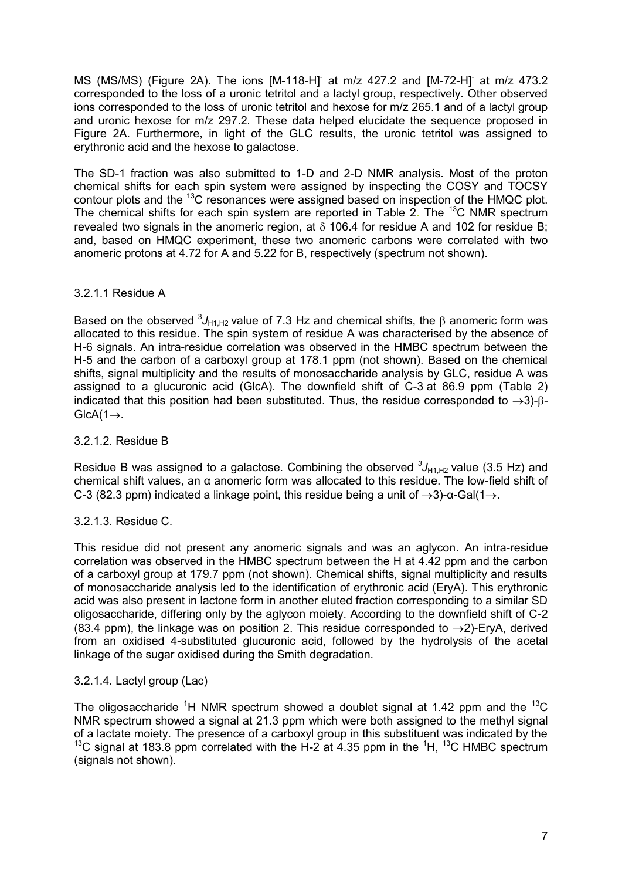MS (MS/MS) (Figure 2A). The ions $[M-118-H]^-$ at m/z 427.2 and $[M-72-H]^-$ at m/z 473.2 corresponded to the loss of a uronic tetritol and a lactyl group, respectively. Other observed ions corresponded to the loss of uronic tetritol and hexose for m/z 265.1 and of a lactyl group and uronic hexose for m/z 297.2. These data helped elucidate the sequence proposed in Figure 2A. Furthermore, in light of the GLC results, the uronic tetritol was assigned to erythronic acid and the hexose to galactose.

The SD-1 fraction was also submitted to 1-D and 2-D NMR analysis. Most of the proton chemical shifts for each spin system were assigned by inspecting the COSY and TOCSY contour plots and the $^{13}C$ resonances were assigned based on inspection of the HMQC plot. The chemical shifts for each spin system are reported in Table 2. The $^{13}C$ NMR spectrum revealed two signals in the anomeric region, at $\delta$ 106.4 for residue A and 102 for residue B; and, based on HMQC experiment, these two anomeric carbons were correlated with two anomeric protons at 4.72 for A and 5.22 for B, respectively (spectrum not shown).

#### 3.2.1.1 Residue A

Based on the observed $^3J_{H1,H2}$ value of 7.3 Hz and chemical shifts, the $\beta$ anomeric form was allocated to this residue. The spin system of residue A was characterised by the absence of H-6 signals. An intra-residue correlation was observed in the HMBC spectrum between the H-5 and the carbon of a carboxyl group at 178.1 ppm (not shown). Based on the chemical shifts, signal multiplicity and the results of monosaccharide analysis by GLC, residue A was assigned to a glucuronic acid (GlcA). The downfield shift of C-3 at 86.9 ppm (Table 2) indicated that this position had been substituted. Thus, the residue corresponded to $\rightarrow$3)-$\beta$-GlcA(1$\rightarrow$.

#### 3.2.1.2. Residue B

Residue B was assigned to a galactose. Combining the observed $^3J_{H1,H2}$ value (3.5 Hz) and chemical shift values, an α anomeric form was allocated to this residue. The low-field shift of C-3 (82.3 ppm) indicated a linkage point, this residue being a unit of $\rightarrow$3)-α-Gal(1$\rightarrow$.

#### 3.2.1.3. Residue C.

This residue did not present any anomeric signals and was an aglycon. An intra-residue correlation was observed in the HMBC spectrum between the H at 4.42 ppm and the carbon of a carboxyl group at 179.7 ppm (not shown). Chemical shifts, signal multiplicity and results of monosaccharide analysis led to the identification of erythronic acid (EryA). This erythronic acid was also present in lactone form in another eluted fraction corresponding to a similar SD oligosaccharide, differing only by the aglycon moiety. According to the downfield shift of C-2 (83.4 ppm), the linkage was on position 2. This residue corresponded to $\rightarrow$2)-EryA, derived from an oxidised 4-substituted glucuronic acid, followed by the hydrolysis of the acetal linkage of the sugar oxidised during the Smith degradation.

#### 3.2.1.4. Lactyl group (Lac)

The oligosaccharide $^1H$ NMR spectrum showed a doublet signal at 1.42 ppm and the $^{13}C$ NMR spectrum showed a signal at 21.3 ppm which were both assigned to the methyl signal of a lactate moiety. The presence of a carboxyl group in this substituent was indicated by the $^{13}C$ signal at 183.8 ppm correlated with the H-2 at 4.35 ppm in the $^1H$, $^{13}C$ HMBC spectrum (signals not shown).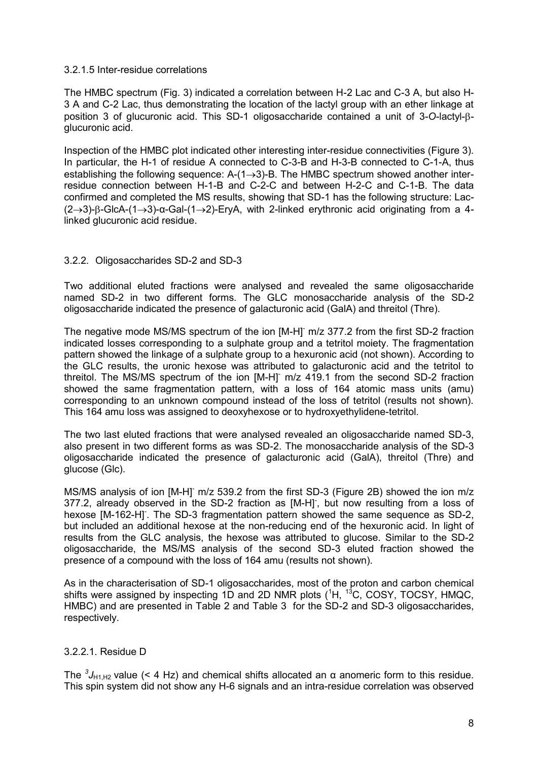3.2.1.5 Inter-residue correlations

The HMBC spectrum (Fig. 3) indicated a correlation between H-2 Lac and C-3 A, but also H-3 A and C-2 Lac, thus demonstrating the location of the lactyl group with an ether linkage at position 3 of glucuronic acid. This SD-1 oligosaccharide contained a unit of 3-*O*-lactyl-β-glucuronic acid.

Inspection of the HMBC plot indicated other interesting inter-residue connectivities (Figure 3). In particular, the H-1 of residue A connected to C-3-B and H-3-B connected to C-1-A, thus establishing the following sequence: A-(1→3)-B. The HMBC spectrum showed another inter-residue connection between H-1-B and C-2-C and between H-2-C and C-1-B. The data confirmed and completed the MS results, showing that SD-1 has the following structure: Lac-(2→3)-β-GlcA-(1→3)-α-Gal-(1→2)-EryA, with 2-linked erythronic acid originating from a 4-linked glucuronic acid residue.

## 3.2.2. Oligosaccharides SD-2 and SD-3

Two additional eluted fractions were analysed and revealed the same oligosaccharide named SD-2 in two different forms. The GLC monosaccharide analysis of the SD-2 oligosaccharide indicated the presence of galacturonic acid (GalA) and threitol (Thre).

The negative mode MS/MS spectrum of the ion $[M-H]^-$ m/z 377.2 from the first SD-2 fraction indicated losses corresponding to a sulphate group and a tetritol moiety. The fragmentation pattern showed the linkage of a sulphate group to a hexuronic acid (not shown). According to the GLC results, the uronic hexose was attributed to galacturonic acid and the tetritol to threitol. The MS/MS spectrum of the ion $[M-H]^-$ m/z 419.1 from the second SD-2 fraction showed the same fragmentation pattern, with a loss of 164 atomic mass units (amu) corresponding to an unknown compound instead of the loss of tetritol (results not shown). This 164 amu loss was assigned to deoxyhexose or to hydroxyethylidene-tetritol.

The two last eluted fractions that were analysed revealed an oligosaccharide named SD-3, also present in two different forms as was SD-2. The monosaccharide analysis of the SD-3 oligosaccharide indicated the presence of galacturonic acid (GalA), threitol (Thre) and glucose (Glc).

MS/MS analysis of ion $[M-H]^-$ m/z 539.2 from the first SD-3 (Figure 2B) showed the ion m/z 377.2, already observed in the SD-2 fraction as $[M-H]^-$, but now resulting from a loss of hexose $[M-162-H]^-$. The SD-3 fragmentation pattern showed the same sequence as SD-2, but included an additional hexose at the non-reducing end of the hexuronic acid. In light of results from the GLC analysis, the hexose was attributed to glucose. Similar to the SD-2 oligosaccharide, the MS/MS analysis of the second SD-3 eluted fraction showed the presence of a compound with the loss of 164 amu (results not shown).

As in the characterisation of SD-1 oligosaccharides, most of the proton and carbon chemical shifts were assigned by inspecting 1D and 2D NMR plots ($^{1}H$, $^{13}C$, COSY, TOCSY, HMQC, HMBC) and are presented in Table 2 and Table 3 for the SD-2 and SD-3 oligosaccharides, respectively.

### 3.2.2.1. Residue D

The $^{3}J_{H1,H2}$ value (< 4 Hz) and chemical shifts allocated an α anomeric form to this residue. This spin system did not show any H-6 signals and an intra-residue correlation was observed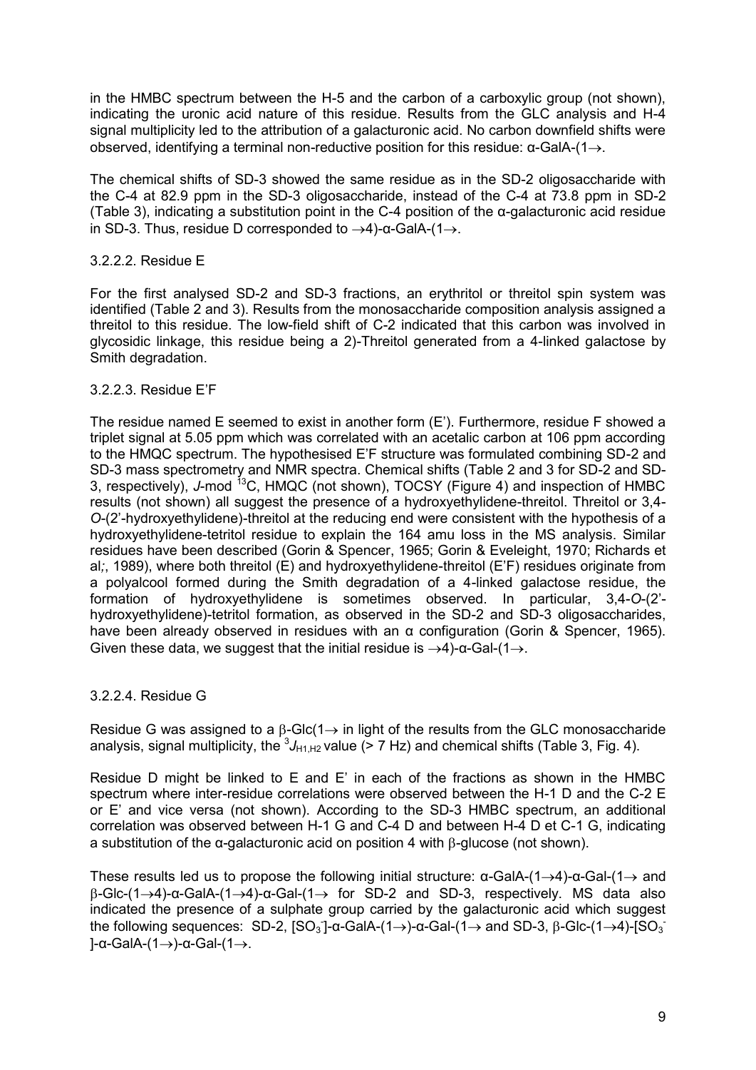in the HMBC spectrum between the H-5 and the carbon of a carboxylic group (not shown), indicating the uronic acid nature of this residue. Results from the GLC analysis and H-4 signal multiplicity led to the attribution of a galacturonic acid. No carbon downfield shifts were observed, identifying a terminal non-reductive position for this residue: α-GalA-(1→.

The chemical shifts of SD-3 showed the same residue as in the SD-2 oligosaccharide with the C-4 at 82.9 ppm in the SD-3 oligosaccharide, instead of the C-4 at 73.8 ppm in SD-2 (Table 3), indicating a substitution point in the C-4 position of the α-galacturonic acid residue in SD-3. Thus, residue D corresponded to →4)-α-GalA-(1→.

#### 3.2.2.2. Residue E

For the first analysed SD-2 and SD-3 fractions, an erythritol or threitol spin system was identified (Table 2 and 3). Results from the monosaccharide composition analysis assigned a threitol to this residue. The low-field shift of C-2 indicated that this carbon was involved in glycosidic linkage, this residue being a 2)-Threitol generated from a 4-linked galactose by Smith degradation.

#### 3.2.2.3. Residue E'F

The residue named E seemed to exist in another form (E'). Furthermore, residue F showed a triplet signal at 5.05 ppm which was correlated with an acetalic carbon at 106 ppm according to the HMQC spectrum. The hypothesised E'F structure was formulated combining SD-2 and SD-3 mass spectrometry and NMR spectra. Chemical shifts (Table 2 and 3 for SD-2 and SD-3, respectively), *J*-mod $^{13}$C, HMQC (not shown), TOCSY (Figure 4) and inspection of HMBC results (not shown) all suggest the presence of a hydroxyethylidene-threitol. Threitol or 3,4-*O*-(2'-hydroxyethylidene)-threitol at the reducing end were consistent with the hypothesis of a hydroxyethylidene-tetritol residue to explain the 164 amu loss in the MS analysis. Similar residues have been described (Gorin & Spencer, 1965; Gorin & Eveleight, 1970; Richards et al;, 1989), where both threitol (E) and hydroxyethylidene-threitol (E'F) residues originate from a polyalcool formed during the Smith degradation of a 4-linked galactose residue, the formation of hydroxyethylidene is sometimes observed. In particular, 3,4-*O*-(2'-hydroxyethylidene)-tetritol formation, as observed in the SD-2 and SD-3 oligosaccharides, have been already observed in residues with an α configuration (Gorin & Spencer, 1965). Given these data, we suggest that the initial residue is →4)-α-Gal-(1→.

#### 3.2.2.4. Residue G

Residue G was assigned to a β-Glc(1→ in light of the results from the GLC monosaccharide analysis, signal multiplicity, the $^3J_{H1,H2}$ value (> 7 Hz) and chemical shifts (Table 3, Fig. 4).

Residue D might be linked to E and E' in each of the fractions as shown in the HMBC spectrum where inter-residue correlations were observed between the H-1 D and the C-2 E or E' and vice versa (not shown). According to the SD-3 HMBC spectrum, an additional correlation was observed between H-1 G and C-4 D and between H-4 D et C-1 G, indicating a substitution of the α-galacturonic acid on position 4 with β-glucose (not shown).

These results led us to propose the following initial structure: α-GalA-(1→4)-α-Gal-(1→ and β-Glc-(1→4)-α-GalA-(1→4)-α-Gal-(1→ for SD-2 and SD-3, respectively. MS data also indicated the presence of a sulphate group carried by the galacturonic acid which suggest the following sequences: SD-2, [$SO_3^-$]-α-GalA-(1→)-α-Gal-(1→ and SD-3, β-Glc-(1→4)-[$SO_3^-$]-α-GalA-(1→)-α-Gal-(1→.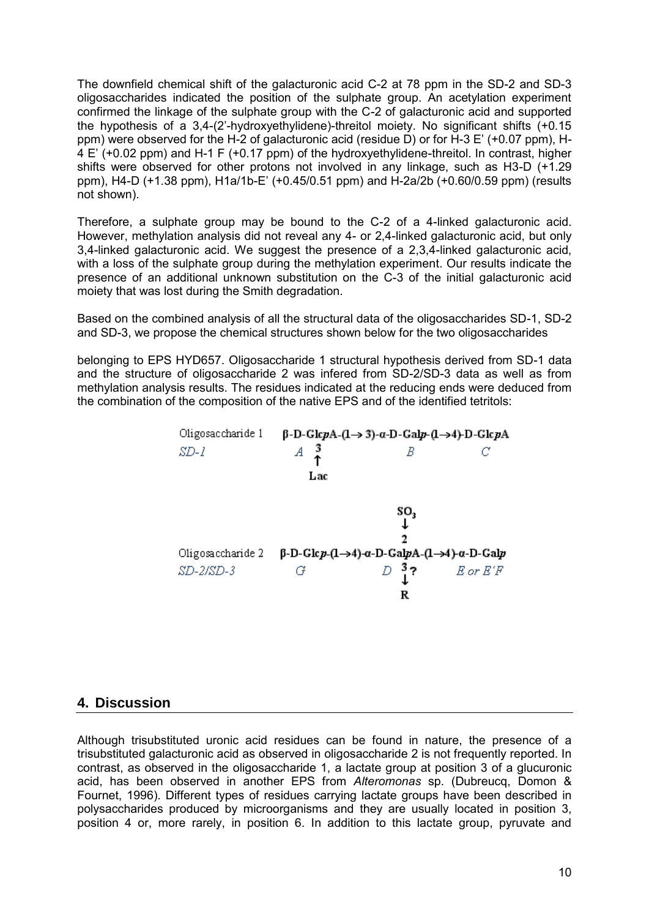The downfield chemical shift of the galacturonic acid C-2 at 78 ppm in the SD-2 and SD-3 oligosaccharides indicated the position of the sulphate group. An acetylation experiment confirmed the linkage of the sulphate group with the C-2 of galacturonic acid and supported the hypothesis of a 3,4-(2'-hydroxyethylidene)-threitol moiety. No significant shifts (+0.15 ppm) were observed for the H-2 of galacturonic acid (residue D) or for H-3 E' (+0.07 ppm), H-4 E' (+0.02 ppm) and H-1 F (+0.17 ppm) of the hydroxyethylidene-threitol. In contrast, higher shifts were observed for other protons not involved in any linkage, such as H3-D (+1.29 ppm), H4-D (+1.38 ppm), H1a/1b-E' (+0.45/0.51 ppm) and H-2a/2b (+0.60/0.59 ppm) (results not shown).

Therefore, a sulphate group may be bound to the C-2 of a 4-linked galacturonic acid. However, methylation analysis did not reveal any 4- or 2,4-linked galacturonic acid, but only 3,4-linked galacturonic acid. We suggest the presence of a 2,3,4-linked galacturonic acid, with a loss of the sulphate group during the methylation experiment. Our results indicate the presence of an additional unknown substitution on the C-3 of the initial galacturonic acid moiety that was lost during the Smith degradation.

Based on the combined analysis of all the structural data of the oligosaccharides SD-1, SD-2 and SD-3, we propose the chemical structures shown below for the two oligosaccharides

belonging to EPS HYD657. Oligosaccharide 1 structural hypothesis derived from SD-1 data and the structure of oligosaccharide 2 was infered from SD-2/SD-3 data as well as from methylation analysis results. The residues indicated at the reducing ends were deduced from the combination of the composition of the native EPS and of the identified tetritols:

```
Oligosaccharide 1    β-D-GlcpA-(1→ 3)-α-D-Galp-(1→4)-D-GlcpA
SD-1                 A  3                 B              C
                        ↑
                       Lac

                                       SO3
                                        ↓
                                        2
Oligosaccharide 2    β-D-Glcp-(1→4)-α-D-GalpA-(1→4)-α-D-Galp
SD-2/SD-3            G                 D  3?          E or E'F
                                          ↓
                                          R
```

## 4. Discussion

Although trisubstituted uronic acid residues can be found in nature, the presence of a trisubstituted galacturonic acid as observed in oligosaccharide 2 is not frequently reported. In contrast, as observed in the oligosaccharide 1, a lactate group at position 3 of a glucuronic acid, has been observed in another EPS from *Alteromonas* sp. (Dubreucq, Domon & Fournet, 1996). Different types of residues carrying lactate groups have been described in polysaccharides produced by microorganisms and they are usually located in position 3, position 4 or, more rarely, in position 6. In addition to this lactate group, pyruvate and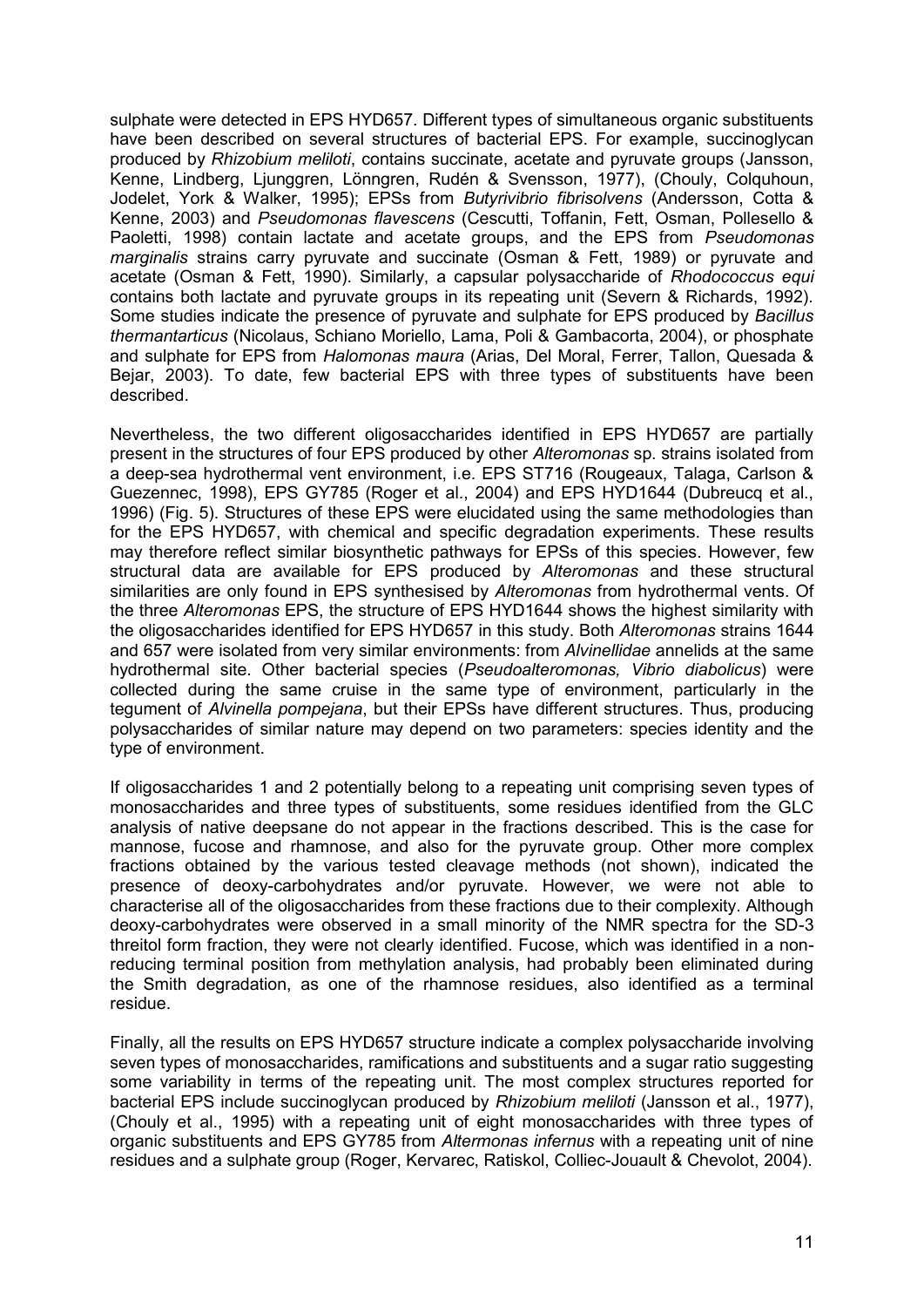sulphate were detected in EPS HYD657. Different types of simultaneous organic substituents have been described on several structures of bacterial EPS. For example, succinoglycan produced by *Rhizobium meliloti*, contains succinate, acetate and pyruvate groups (Jansson, Kenne, Lindberg, Ljunggren, Lönngren, Rudén & Svensson, 1977), (Chouly, Colquhoun, Jodelet, York & Walker, 1995); EPSs from *Butyrivibrio fibrisolvens* (Andersson, Cotta & Kenne, 2003) and *Pseudomonas flavescens* (Cescutti, Toffanin, Fett, Osman, Pollesello & Paoletti, 1998) contain lactate and acetate groups, and the EPS from *Pseudomonas marginalis* strains carry pyruvate and succinate (Osman & Fett, 1989) or pyruvate and acetate (Osman & Fett, 1990). Similarly, a capsular polysaccharide of *Rhodococcus equi* contains both lactate and pyruvate groups in its repeating unit (Severn & Richards, 1992). Some studies indicate the presence of pyruvate and sulphate for EPS produced by *Bacillus thermantarticus* (Nicolaus, Schiano Moriello, Lama, Poli & Gambacorta, 2004), or phosphate and sulphate for EPS from *Halomonas maura* (Arias, Del Moral, Ferrer, Tallon, Quesada & Bejar, 2003). To date, few bacterial EPS with three types of substituents have been described.

Nevertheless, the two different oligosaccharides identified in EPS HYD657 are partially present in the structures of four EPS produced by other *Alteromonas* sp. strains isolated from a deep-sea hydrothermal vent environment, i.e. EPS ST716 (Rougeaux, Talaga, Carlson & Guezennec, 1998), EPS GY785 (Roger et al., 2004) and EPS HYD1644 (Dubreucq et al., 1996) (Fig. 5). Structures of these EPS were elucidated using the same methodologies than for the EPS HYD657, with chemical and specific degradation experiments. These results may therefore reflect similar biosynthetic pathways for EPSs of this species. However, few structural data are available for EPS produced by *Alteromonas* and these structural similarities are only found in EPS synthesised by *Alteromonas* from hydrothermal vents. Of the three *Alteromonas* EPS, the structure of EPS HYD1644 shows the highest similarity with the oligosaccharides identified for EPS HYD657 in this study. Both *Alteromonas* strains 1644 and 657 were isolated from very similar environments: from *Alvinellidae* annelids at the same hydrothermal site. Other bacterial species (*Pseudoalteromonas, Vibrio diabolicus*) were collected during the same cruise in the same type of environment, particularly in the tegument of *Alvinella pompejana*, but their EPSs have different structures. Thus, producing polysaccharides of similar nature may depend on two parameters: species identity and the type of environment.

If oligosaccharides 1 and 2 potentially belong to a repeating unit comprising seven types of monosaccharides and three types of substituents, some residues identified from the GLC analysis of native deepsane do not appear in the fractions described. This is the case for mannose, fucose and rhamnose, and also for the pyruvate group. Other more complex fractions obtained by the various tested cleavage methods (not shown), indicated the presence of deoxy-carbohydrates and/or pyruvate. However, we were not able to characterise all of the oligosaccharides from these fractions due to their complexity. Although deoxy-carbohydrates were observed in a small minority of the NMR spectra for the SD-3 threitol form fraction, they were not clearly identified. Fucose, which was identified in a non-reducing terminal position from methylation analysis, had probably been eliminated during the Smith degradation, as one of the rhamnose residues, also identified as a terminal residue.

Finally, all the results on EPS HYD657 structure indicate a complex polysaccharide involving seven types of monosaccharides, ramifications and substituents and a sugar ratio suggesting some variability in terms of the repeating unit. The most complex structures reported for bacterial EPS include succinoglycan produced by *Rhizobium meliloti* (Jansson et al., 1977), (Chouly et al., 1995) with a repeating unit of eight monosaccharides with three types of organic substituents and EPS GY785 from *Altermonas infernus* with a repeating unit of nine residues and a sulphate group (Roger, Kervarec, Ratiskol, Colliec-Jouault & Chevolot, 2004).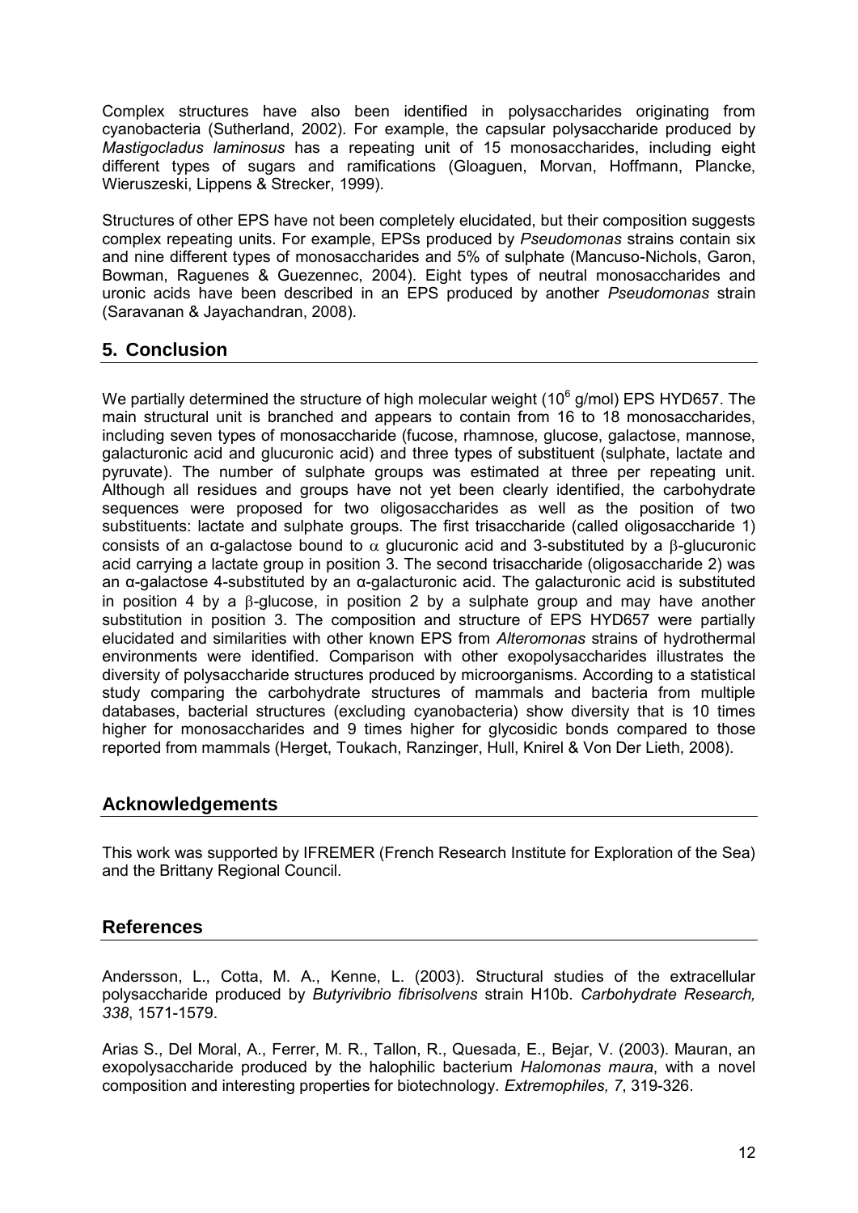Complex structures have also been identified in polysaccharides originating from cyanobacteria (Sutherland, 2002). For example, the capsular polysaccharide produced by *Mastigocladus laminosus* has a repeating unit of 15 monosaccharides, including eight different types of sugars and ramifications (Gloaguen, Morvan, Hoffmann, Plancke, Wieruszeski, Lippens & Strecker, 1999).

Structures of other EPS have not been completely elucidated, but their composition suggests complex repeating units. For example, EPSs produced by *Pseudomonas* strains contain six and nine different types of monosaccharides and 5% of sulphate (Mancuso-Nichols, Garon, Bowman, Raguenes & Guezennec, 2004). Eight types of neutral monosaccharides and uronic acids have been described in an EPS produced by another *Pseudomonas* strain (Saravanan & Jayachandran, 2008).

## 5. Conclusion

We partially determined the structure of high molecular weight ($10^6$ g/mol) EPS HYD657. The main structural unit is branched and appears to contain from 16 to 18 monosaccharides, including seven types of monosaccharide (fucose, rhamnose, glucose, galactose, mannose, galacturonic acid and glucuronic acid) and three types of substituent (sulphate, lactate and pyruvate). The number of sulphate groups was estimated at three per repeating unit. Although all residues and groups have not yet been clearly identified, the carbohydrate sequences were proposed for two oligosaccharides as well as the position of two substituents: lactate and sulphate groups. The first trisaccharide (called oligosaccharide 1) consists of an α-galactose bound to α glucuronic acid and 3-substituted by a β-glucuronic acid carrying a lactate group in position 3. The second trisaccharide (oligosaccharide 2) was an α-galactose 4-substituted by an α-galacturonic acid. The galacturonic acid is substituted in position 4 by a β-glucose, in position 2 by a sulphate group and may have another substitution in position 3. The composition and structure of EPS HYD657 were partially elucidated and similarities with other known EPS from *Alteromonas* strains of hydrothermal environments were identified. Comparison with other exopolysaccharides illustrates the diversity of polysaccharide structures produced by microorganisms. According to a statistical study comparing the carbohydrate structures of mammals and bacteria from multiple databases, bacterial structures (excluding cyanobacteria) show diversity that is 10 times higher for monosaccharides and 9 times higher for glycosidic bonds compared to those reported from mammals (Herget, Toukach, Ranzinger, Hull, Knirel & Von Der Lieth, 2008).

## Acknowledgements

This work was supported by IFREMER (French Research Institute for Exploration of the Sea) and the Brittany Regional Council.

## References

Andersson, L., Cotta, M. A., Kenne, L. (2003). Structural studies of the extracellular polysaccharide produced by *Butyrivibrio fibrisolvens* strain H10b. *Carbohydrate Research, 338*, 1571-1579.

Arias S., Del Moral, A., Ferrer, M. R., Tallon, R., Quesada, E., Bejar, V. (2003). Mauran, an exopolysaccharide produced by the halophilic bacterium *Halomonas maura*, with a novel composition and interesting properties for biotechnology. *Extremophiles, 7*, 319-326.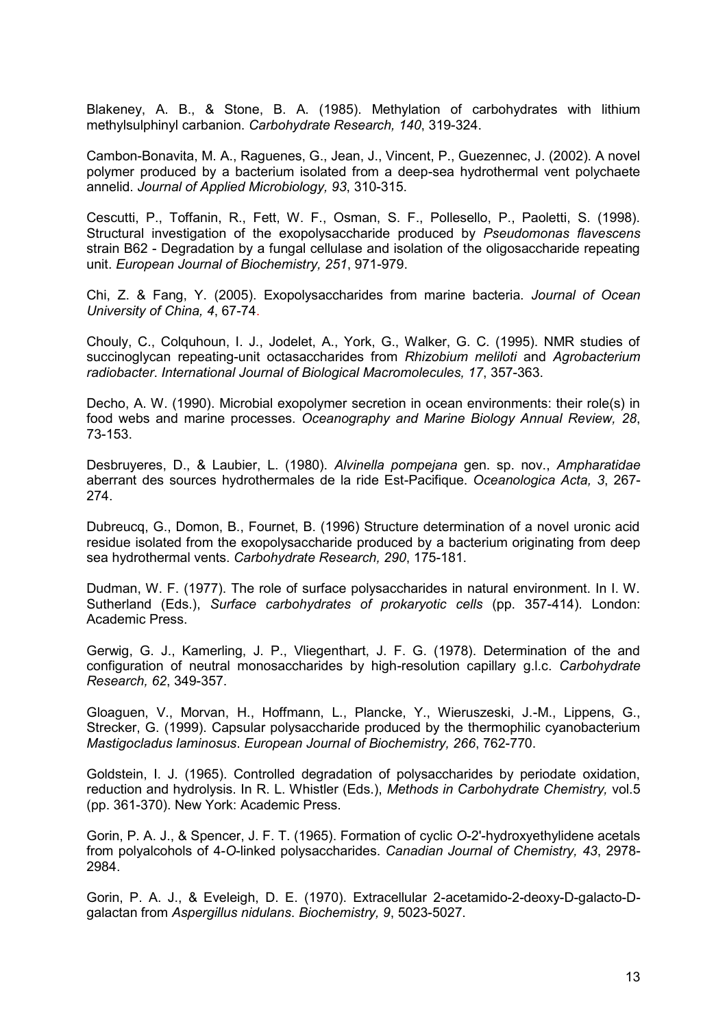Blakeney, A. B., & Stone, B. A. (1985). Methylation of carbohydrates with lithium methylsulphinyl carbanion. *Carbohydrate Research, 140*, 319-324.

Cambon-Bonavita, M. A., Raguenes, G., Jean, J., Vincent, P., Guezennec, J. (2002). A novel polymer produced by a bacterium isolated from a deep-sea hydrothermal vent polychaete annelid. *Journal of Applied Microbiology, 93*, 310-315.

Cescutti, P., Toffanin, R., Fett, W. F., Osman, S. F., Pollesello, P., Paoletti, S. (1998). Structural investigation of the exopolysaccharide produced by *Pseudomonas flavescens* strain B62 - Degradation by a fungal cellulase and isolation of the oligosaccharide repeating unit. *European Journal of Biochemistry, 251*, 971-979.

Chi, Z. & Fang, Y. (2005). Exopolysaccharides from marine bacteria. *Journal of Ocean University of China, 4*, 67-74.

Chouly, C., Colquhoun, I. J., Jodelet, A., York, G., Walker, G. C. (1995). NMR studies of succinoglycan repeating-unit octasaccharides from *Rhizobium meliloti* and *Agrobacterium radiobacter*. *International Journal of Biological Macromolecules, 17*, 357-363.

Decho, A. W. (1990). Microbial exopolymer secretion in ocean environments: their role(s) in food webs and marine processes. *Oceanography and Marine Biology Annual Review, 28*, 73-153.

Desbruyeres, D., & Laubier, L. (1980). *Alvinella pompejana* gen. sp. nov., *Ampharatidae* aberrant des sources hydrothermales de la ride Est-Pacifique. *Oceanologica Acta, 3*, 267-274.

Dubreucq, G., Domon, B., Fournet, B. (1996) Structure determination of a novel uronic acid residue isolated from the exopolysaccharide produced by a bacterium originating from deep sea hydrothermal vents. *Carbohydrate Research, 290*, 175-181.

Dudman, W. F. (1977). The role of surface polysaccharides in natural environment. In I. W. Sutherland (Eds.), *Surface carbohydrates of prokaryotic cells* (pp. 357-414). London: Academic Press.

Gerwig, G. J., Kamerling, J. P., Vliegenthart, J. F. G. (1978). Determination of the and configuration of neutral monosaccharides by high-resolution capillary g.l.c. *Carbohydrate Research, 62*, 349-357.

Gloaguen, V., Morvan, H., Hoffmann, L., Plancke, Y., Wieruszeski, J.-M., Lippens, G., Strecker, G. (1999). Capsular polysaccharide produced by the thermophilic cyanobacterium *Mastigocladus laminosus*. *European Journal of Biochemistry, 266*, 762-770.

Goldstein, I. J. (1965). Controlled degradation of polysaccharides by periodate oxidation, reduction and hydrolysis. In R. L. Whistler (Eds.), *Methods in Carbohydrate Chemistry,* vol.5 (pp. 361-370). New York: Academic Press.

Gorin, P. A. J., & Spencer, J. F. T. (1965). Formation of cyclic *O*-2'-hydroxyethylidene acetals from polyalcohols of 4-*O*-linked polysaccharides. *Canadian Journal of Chemistry, 43*, 2978-2984.

Gorin, P. A. J., & Eveleigh, D. E. (1970). Extracellular 2-acetamido-2-deoxy-D-galacto-D-galactan from *Aspergillus nidulans*. *Biochemistry, 9*, 5023-5027.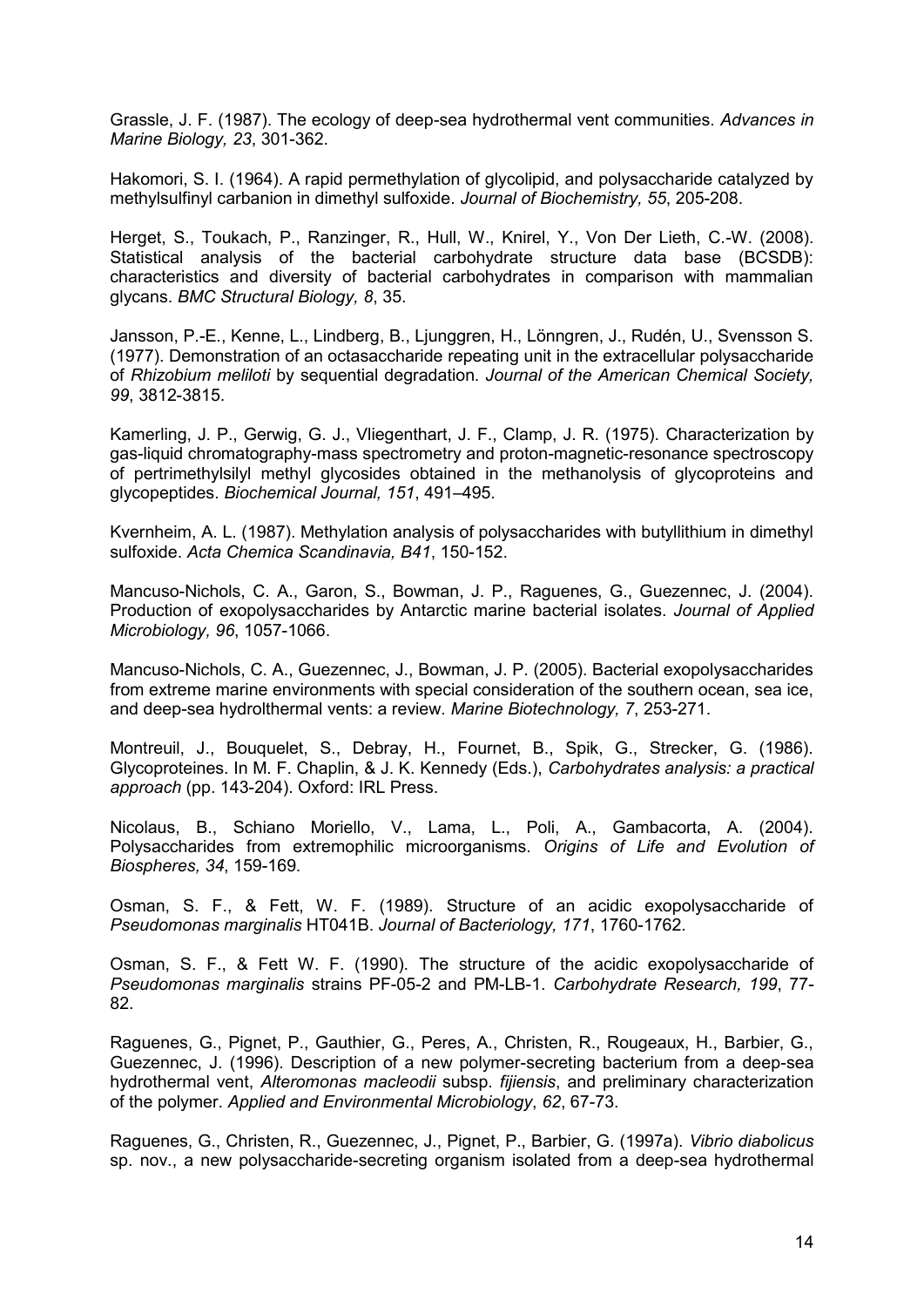Grassle, J. F. (1987). The ecology of deep-sea hydrothermal vent communities. *Advances in Marine Biology, 23*, 301-362.

Hakomori, S. I. (1964). A rapid permethylation of glycolipid, and polysaccharide catalyzed by methylsulfinyl carbanion in dimethyl sulfoxide. *Journal of Biochemistry, 55*, 205-208.

Herget, S., Toukach, P., Ranzinger, R., Hull, W., Knirel, Y., Von Der Lieth, C.-W. (2008). Statistical analysis of the bacterial carbohydrate structure data base (BCSDB): characteristics and diversity of bacterial carbohydrates in comparison with mammalian glycans. *BMC Structural Biology, 8*, 35.

Jansson, P.-E., Kenne, L., Lindberg, B., Ljunggren, H., Lönngren, J., Rudén, U., Svensson S. (1977). Demonstration of an octasaccharide repeating unit in the extracellular polysaccharide of *Rhizobium meliloti* by sequential degradation. *Journal of the American Chemical Society, 99*, 3812-3815.

Kamerling, J. P., Gerwig, G. J., Vliegenthart, J. F., Clamp, J. R. (1975). Characterization by gas-liquid chromatography-mass spectrometry and proton-magnetic-resonance spectroscopy of pertrimethylsilyl methyl glycosides obtained in the methanolysis of glycoproteins and glycopeptides. *Biochemical Journal, 151*, 491–495.

Kvernheim, A. L. (1987). Methylation analysis of polysaccharides with butyllithium in dimethyl sulfoxide. *Acta Chemica Scandinavia, B41*, 150-152.

Mancuso-Nichols, C. A., Garon, S., Bowman, J. P., Raguenes, G., Guezennec, J. (2004). Production of exopolysaccharides by Antarctic marine bacterial isolates. *Journal of Applied Microbiology, 96*, 1057-1066.

Mancuso-Nichols, C. A., Guezennec, J., Bowman, J. P. (2005). Bacterial exopolysaccharides from extreme marine environments with special consideration of the southern ocean, sea ice, and deep-sea hydrolthermal vents: a review. *Marine Biotechnology, 7*, 253-271.

Montreuil, J., Bouquelet, S., Debray, H., Fournet, B., Spik, G., Strecker, G. (1986). Glycoproteines. In M. F. Chaplin, & J. K. Kennedy (Eds.), *Carbohydrates analysis: a practical approach* (pp. 143-204). Oxford: IRL Press.

Nicolaus, B., Schiano Moriello, V., Lama, L., Poli, A., Gambacorta, A. (2004). Polysaccharides from extremophilic microorganisms. *Origins of Life and Evolution of Biospheres, 34*, 159-169.

Osman, S. F., & Fett, W. F. (1989). Structure of an acidic exopolysaccharide of *Pseudomonas marginalis* HT041B. *Journal of Bacteriology, 171*, 1760-1762.

Osman, S. F., & Fett W. F. (1990). The structure of the acidic exopolysaccharide of *Pseudomonas marginalis* strains PF-05-2 and PM-LB-1. *Carbohydrate Research, 199*, 77-82.

Raguenes, G., Pignet, P., Gauthier, G., Peres, A., Christen, R., Rougeaux, H., Barbier, G., Guezennec, J. (1996). Description of a new polymer-secreting bacterium from a deep-sea hydrothermal vent, *Alteromonas macleodii* subsp. *fijiensis*, and preliminary characterization of the polymer. *Applied and Environmental Microbiology*, *62*, 67-73.

Raguenes, G., Christen, R., Guezennec, J., Pignet, P., Barbier, G. (1997a). *Vibrio diabolicus* sp. nov., a new polysaccharide-secreting organism isolated from a deep-sea hydrothermal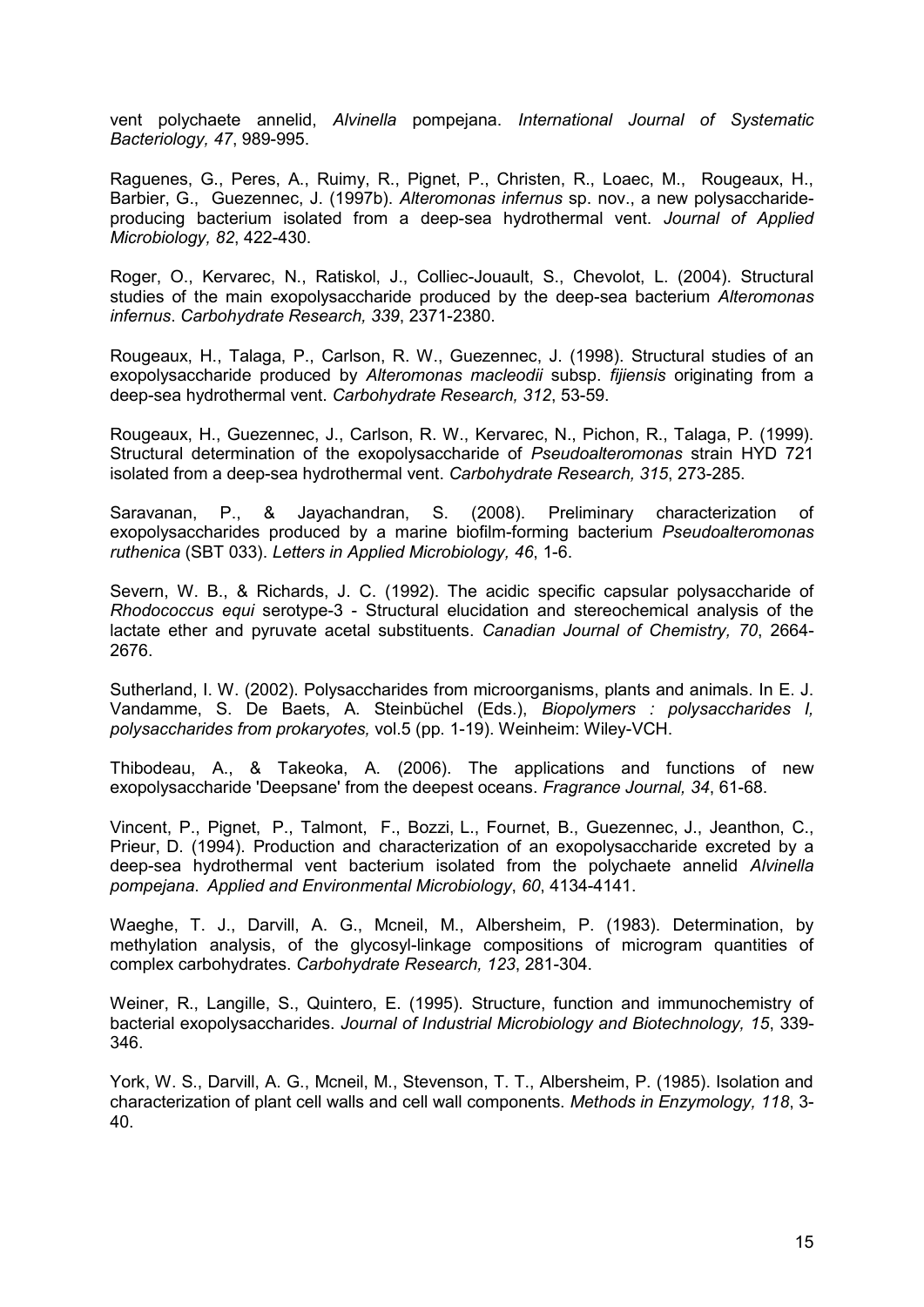vent polychaete annelid, *Alvinella* pompejana. *International Journal of Systematic Bacteriology, 47*, 989-995.

Raguenes, G., Peres, A., Ruimy, R., Pignet, P., Christen, R., Loaec, M., Rougeaux, H., Barbier, G., Guezennec, J. (1997b). *Alteromonas infernus* sp. nov., a new polysaccharide-producing bacterium isolated from a deep-sea hydrothermal vent. *Journal of Applied Microbiology, 82*, 422-430.

Roger, O., Kervarec, N., Ratiskol, J., Colliec-Jouault, S., Chevolot, L. (2004). Structural studies of the main exopolysaccharide produced by the deep-sea bacterium *Alteromonas infernus*. *Carbohydrate Research, 339*, 2371-2380.

Rougeaux, H., Talaga, P., Carlson, R. W., Guezennec, J. (1998). Structural studies of an exopolysaccharide produced by *Alteromonas macleodii* subsp. *fijiensis* originating from a deep-sea hydrothermal vent. *Carbohydrate Research, 312*, 53-59.

Rougeaux, H., Guezennec, J., Carlson, R. W., Kervarec, N., Pichon, R., Talaga, P. (1999). Structural determination of the exopolysaccharide of *Pseudoalteromonas* strain HYD 721 isolated from a deep-sea hydrothermal vent. *Carbohydrate Research, 315*, 273-285.

Saravanan, P., & Jayachandran, S. (2008). Preliminary characterization of exopolysaccharides produced by a marine biofilm-forming bacterium *Pseudoalteromonas ruthenica* (SBT 033). *Letters in Applied Microbiology, 46*, 1-6.

Severn, W. B., & Richards, J. C. (1992). The acidic specific capsular polysaccharide of *Rhodococcus equi* serotype-3 - Structural elucidation and stereochemical analysis of the lactate ether and pyruvate acetal substituents. *Canadian Journal of Chemistry, 70*, 2664-2676.

Sutherland, I. W. (2002). Polysaccharides from microorganisms, plants and animals. In E. J. Vandamme, S. De Baets, A. Steinbüchel (Eds.), *Biopolymers : polysaccharides I, polysaccharides from prokaryotes,* vol.5 (pp. 1-19). Weinheim: Wiley-VCH.

Thibodeau, A., & Takeoka, A. (2006). The applications and functions of new exopolysaccharide 'Deepsane' from the deepest oceans. *Fragrance Journal, 34*, 61-68.

Vincent, P., Pignet, P., Talmont, F., Bozzi, L., Fournet, B., Guezennec, J., Jeanthon, C., Prieur, D. (1994). Production and characterization of an exopolysaccharide excreted by a deep-sea hydrothermal vent bacterium isolated from the polychaete annelid *Alvinella pompejana*. *Applied and Environmental Microbiology*, *60*, 4134-4141.

Waeghe, T. J., Darvill, A. G., Mcneil, M., Albersheim, P. (1983). Determination, by methylation analysis, of the glycosyl-linkage compositions of microgram quantities of complex carbohydrates. *Carbohydrate Research, 123*, 281-304.

Weiner, R., Langille, S., Quintero, E. (1995). Structure, function and immunochemistry of bacterial exopolysaccharides. *Journal of Industrial Microbiology and Biotechnology, 15*, 339-346.

York, W. S., Darvill, A. G., Mcneil, M., Stevenson, T. T., Albersheim, P. (1985). Isolation and characterization of plant cell walls and cell wall components. *Methods in Enzymology, 118*, 3-40.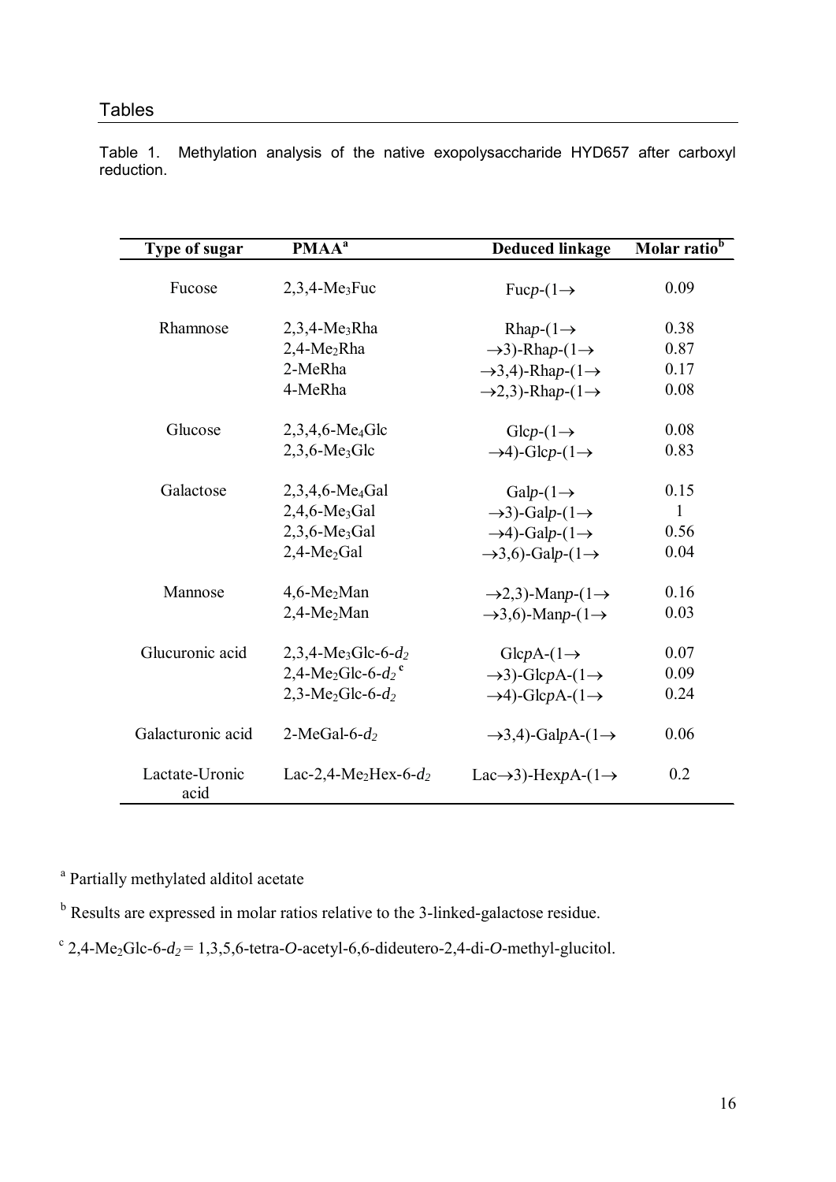## Tables

Table 1. Methylation analysis of the native exopolysaccharide HYD657 after carboxyl reduction.

| Type of sugar | PMAA[a] | Deduced linkage | Molar ratio[b] |
|---|---|---|---|
| Fucose | 2,3,4-$Me_3$Fuc | Fuc*p*-(1→ | 0.09 |
| Rhamnose | 2,3,4-$Me_3$Rha | Rha*p*-(1→ | 0.38 |
| | 2,4-$Me_2$Rha | →3)-Rha*p*-(1→ | 0.87 |
| | 2-MeRha | →3,4)-Rha*p*-(1→ | 0.17 |
| | 4-MeRha | →2,3)-Rha*p*-(1→ | 0.08 |
| Glucose | 2,3,4,6-$Me_4$Glc | Glc*p*-(1→ | 0.08 |
| | 2,3,6-$Me_3$Glc | →4)-Glc*p*-(1→ | 0.83 |
| Galactose | 2,3,4,6-$Me_4$Gal | Gal*p*-(1→ | 0.15 |
| | 2,4,6-$Me_3$Gal | →3)-Gal*p*-(1→ | 1 |
| | 2,3,6-$Me_3$Gal | →4)-Gal*p*-(1→ | 0.56 |
| | 2,4-$Me_2$Gal | →3,6)-Gal*p*-(1→ | 0.04 |
| Mannose | 4,6-$Me_2$Man | →2,3)-Man*p*-(1→ | 0.16 |
| | 2,4-$Me_2$Man | →3,6)-Man*p*-(1→ | 0.03 |
| Glucuronic acid | 2,3,4-$Me_3$Glc-6-$d_2$ | Glc*p*A-(1→ | 0.07 |
| | 2,4-$Me_2$Glc-6-$d_2$ [c] | →3)-Glc*p*A-(1→ | 0.09 |
| | 2,3-$Me_2$Glc-6-$d_2$ | →4)-Glc*p*A-(1→ | 0.24 |
| Galacturonic acid | 2-MeGal-6-$d_2$ | →3,4)-Gal*p*A-(1→ | 0.06 |
| Lactate-Uronic acid | Lac-2,4-$Me_2$Hex-6-$d_2$ | Lac→3)-Hex*p*A-(1→ | 0.2 |

[a] Partially methylated alditol acetate

[b] Results are expressed in molar ratios relative to the 3-linked-galactose residue.

[c] 2,4-$Me_2$Glc-6-$d_2$ = 1,3,5,6-tetra-*O*-acetyl-6,6-dideutero-2,4-di-*O*-methyl-glucitol.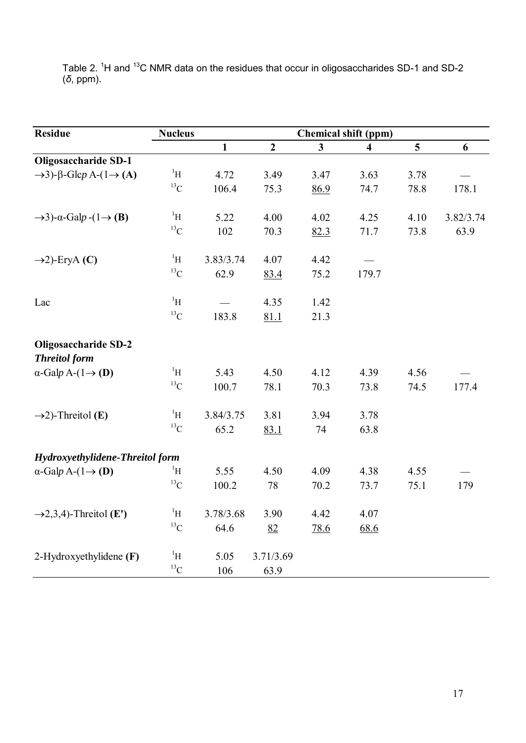Table 2. $^{1}H$ and $^{13}C$ NMR data on the residues that occur in oligosaccharides SD-1 and SD-2 (δ, ppm).

| Residue | Nucleus | Chemical shift (ppm) | | | | | |
|---|---|---|---|---|---|---|---|
| | | **1** | **2** | **3** | **4** | **5** | **6** |
| **Oligosaccharide SD-1** | | | | | | | |
| →3)-β-Glc*p* A-(1→ **(A)** | $^{1}H$ | 4.72 | 3.49 | 3.47 | 3.63 | 3.78 | — |
| | $^{13}C$ | 106.4 | 75.3 | <u>86.9</u> | 74.7 | 78.8 | 178.1 |
| →3)-α-Gal*p* -(1→ **(B)** | $^{1}H$ | 5.22 | 4.00 | 4.02 | 4.25 | 4.10 | 3.82/3.74 |
| | $^{13}C$ | 102 | 70.3 | <u>82.3</u> | 71.7 | 73.8 | 63.9 |
| →2)-EryA **(C)** | $^{1}H$ | 3.83/3.74 | 4.07 | 4.42 | — | | |
| | $^{13}C$ | 62.9 | <u>83.4</u> | 75.2 | 179.7 | | |
| Lac | $^{1}H$ | — | 4.35 | 1.42 | | | |
| | $^{13}C$ | 183.8 | <u>81.1</u> | 21.3 | | | |
| **Oligosaccharide SD-2** | | | | | | | |
| ***Threitol form*** | | | | | | | |
| α-Gal*p* A-(1→ **(D)** | $^{1}H$ | 5.43 | 4.50 | 4.12 | 4.39 | 4.56 | — |
| | $^{13}C$ | 100.7 | 78.1 | 70.3 | 73.8 | 74.5 | 177.4 |
| →2)-Threitol **(E)** | $^{1}H$ | 3.84/3.75 | 3.81 | 3.94 | 3.78 | | |
| | $^{13}C$ | 65.2 | <u>83.1</u> | 74 | 63.8 | | |
| ***Hydroxyethylidene-Threitol form*** | | | | | | | |
| α-Gal*p* A-(1→ **(D)** | $^{1}H$ | 5.55 | 4.50 | 4.09 | 4.38 | 4.55 | — |
| | $^{13}C$ | 100.2 | 78 | 70.2 | 73.7 | 75.1 | 179 |
| →2,3,4)-Threitol **(E')** | $^{1}H$ | 3.78/3.68 | 3.90 | 4.42 | 4.07 | | |
| | $^{13}C$ | 64.6 | <u>82</u> | <u>78.6</u> | <u>68.6</u> | | |
| 2-Hydroxyethylidene **(F)** | $^{1}H$ | 5.05 | 3.71/3.69 | | | | |
| | $^{13}C$ | 106 | 63.9 | | | | |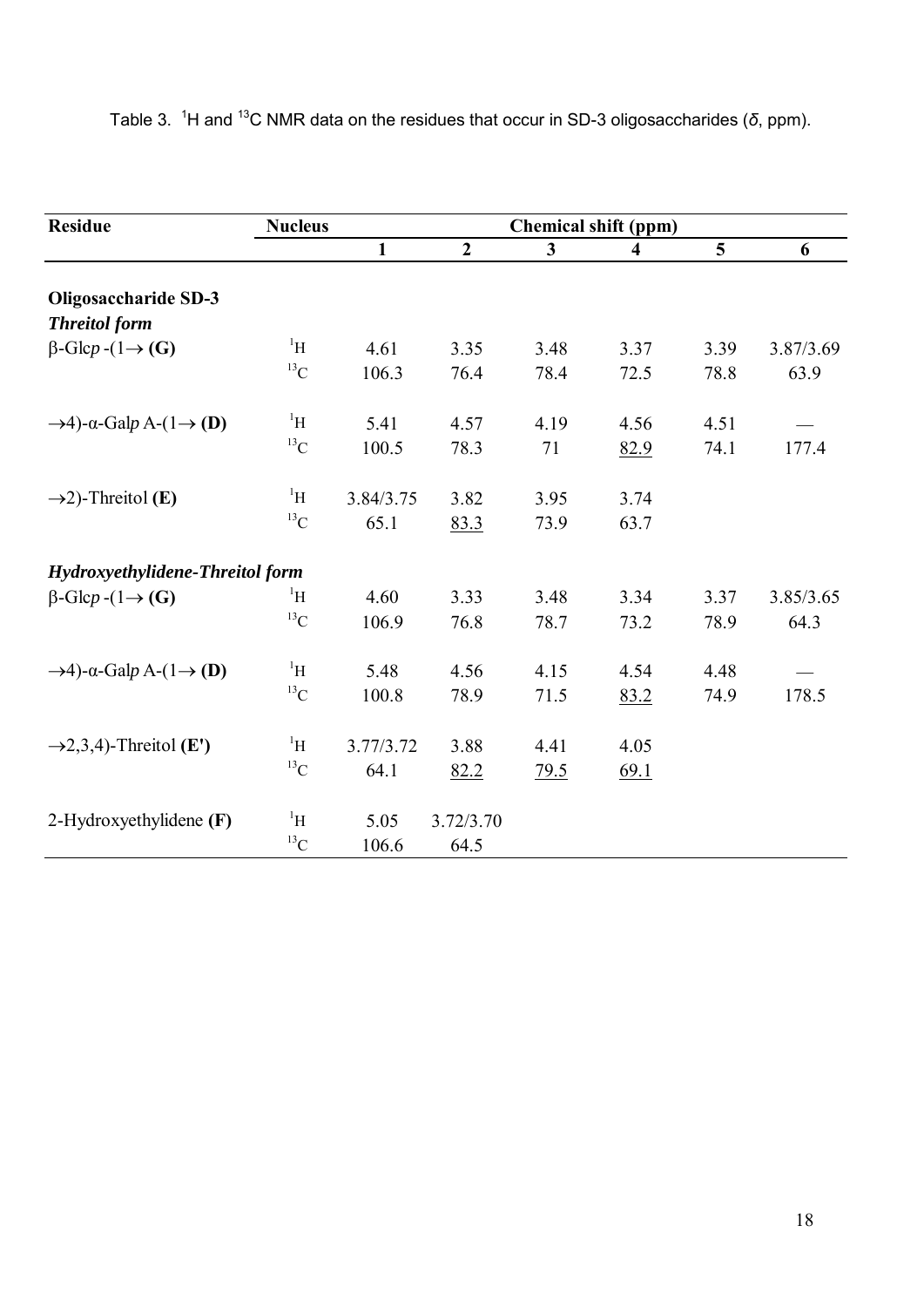Table 3. $^{1}H$ and $^{13}C$ NMR data on the residues that occur in SD-3 oligosaccharides (*δ*, ppm).

| Residue | Nucleus | Chemical shift (ppm) | | | | | |
|---|---|---|---|---|---|---|---|
| | | 1 | 2 | 3 | 4 | 5 | 6 |
| **Oligosaccharide SD-3** | | | | | | | |
| ***Threitol form*** | | | | | | | |
| β-Glc*p* -(1→ **(G)** | $^{1}H$ | 4.61 | 3.35 | 3.48 | 3.37 | 3.39 | 3.87/3.69 |
| | $^{13}C$ | 106.3 | 76.4 | 78.4 | 72.5 | 78.8 | 63.9 |
| →4)-α-Gal*p* A-(1→ **(D)** | $^{1}H$ | 5.41 | 4.57 | 4.19 | 4.56 | 4.51 | — |
| | $^{13}C$ | 100.5 | 78.3 | 71 | <u>82.9</u> | 74.1 | 177.4 |
| →2)-Threitol **(E)** | $^{1}H$ | 3.84/3.75 | 3.82 | 3.95 | 3.74 | | |
| | $^{13}C$ | 65.1 | <u>83.3</u> | 73.9 | 63.7 | | |
| ***Hydroxyethylidene-Threitol form*** | | | | | | | |
| β-Glc*p* -(1→ **(G)** | $^{1}H$ | 4.60 | 3.33 | 3.48 | 3.34 | 3.37 | 3.85/3.65 |
| | $^{13}C$ | 106.9 | 76.8 | 78.7 | 73.2 | 78.9 | 64.3 |
| →4)-α-Gal*p* A-(1→ **(D)** | $^{1}H$ | 5.48 | 4.56 | 4.15 | 4.54 | 4.48 | — |
| | $^{13}C$ | 100.8 | 78.9 | 71.5 | <u>83.2</u> | 74.9 | 178.5 |
| →2,3,4)-Threitol **(E')** | $^{1}H$ | 3.77/3.72 | 3.88 | 4.41 | 4.05 | | |
| | $^{13}C$ | 64.1 | <u>82.2</u> | <u>79.5</u> | <u>69.1</u> | | |
| 2-Hydroxyethylidene **(F)** | $^{1}H$ | 5.05 | 3.72/3.70 | | | | |
| | $^{13}C$ | 106.6 | 64.5 | | | | |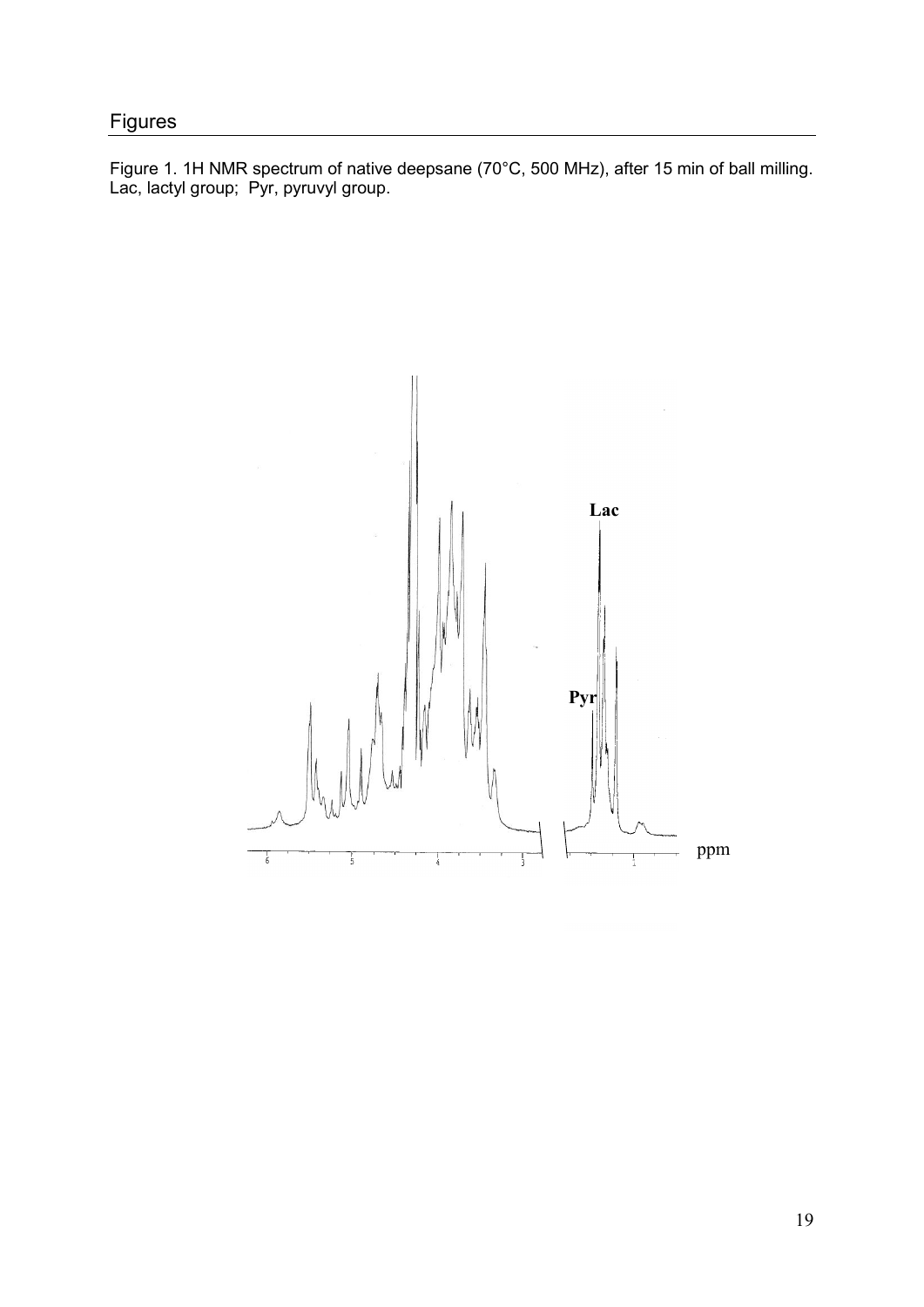## Figures

Figure 1. 1H NMR spectrum of native deepsane (70°C, 500 MHz), after 15 min of ball milling. Lac, lactyl group; Pyr, pyruvyl group.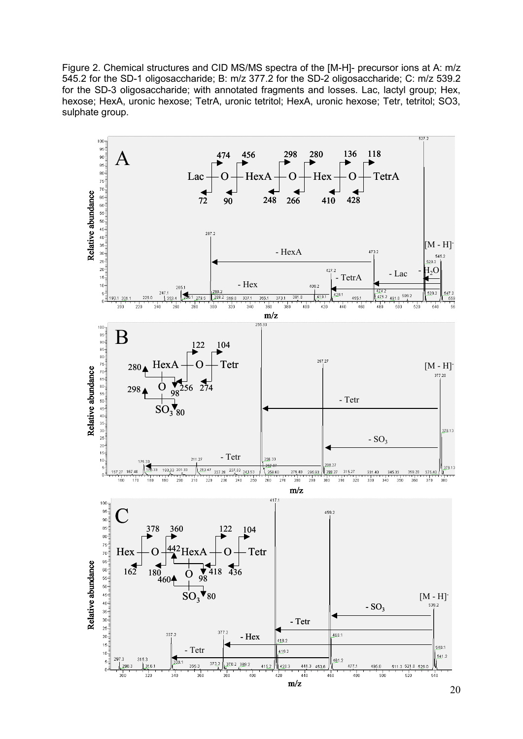Figure 2. Chemical structures and CID MS/MS spectra of the [M-H]- precursor ions at A: m/z 545.2 for the SD-1 oligosaccharide; B: m/z 377.2 for the SD-2 oligosaccharide; C: m/z 539.2 for the SD-3 oligosaccharide; with annotated fragments and losses. Lac, lactyl group; Hex, hexose; HexA, uronic hexose; TetrA, uronic tetritol; HexA, uronic hexose; Tetr, tetritol; SO3, sulphate group.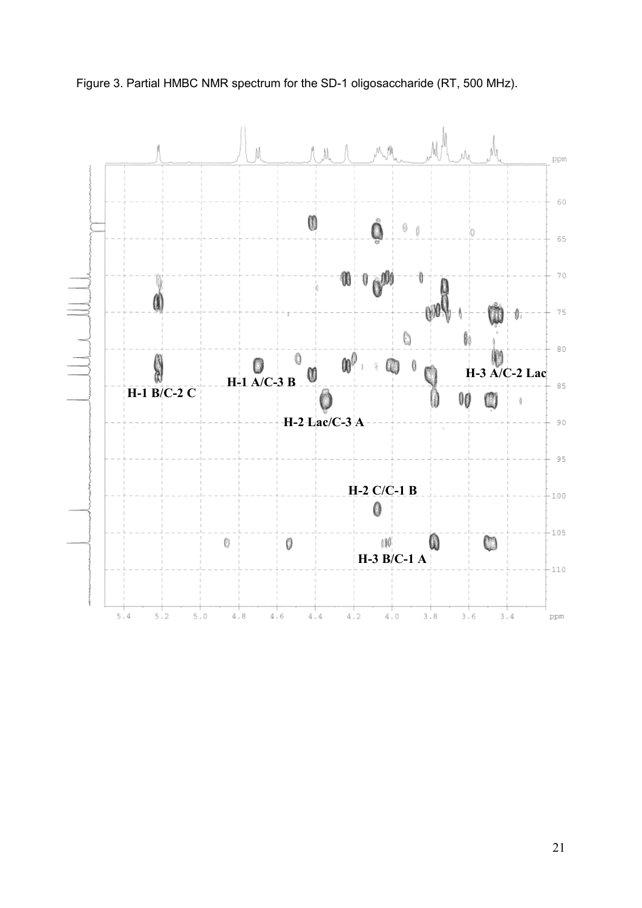Figure 3. Partial HMBC NMR spectrum for the SD-1 oligosaccharide (RT, 500 MHz).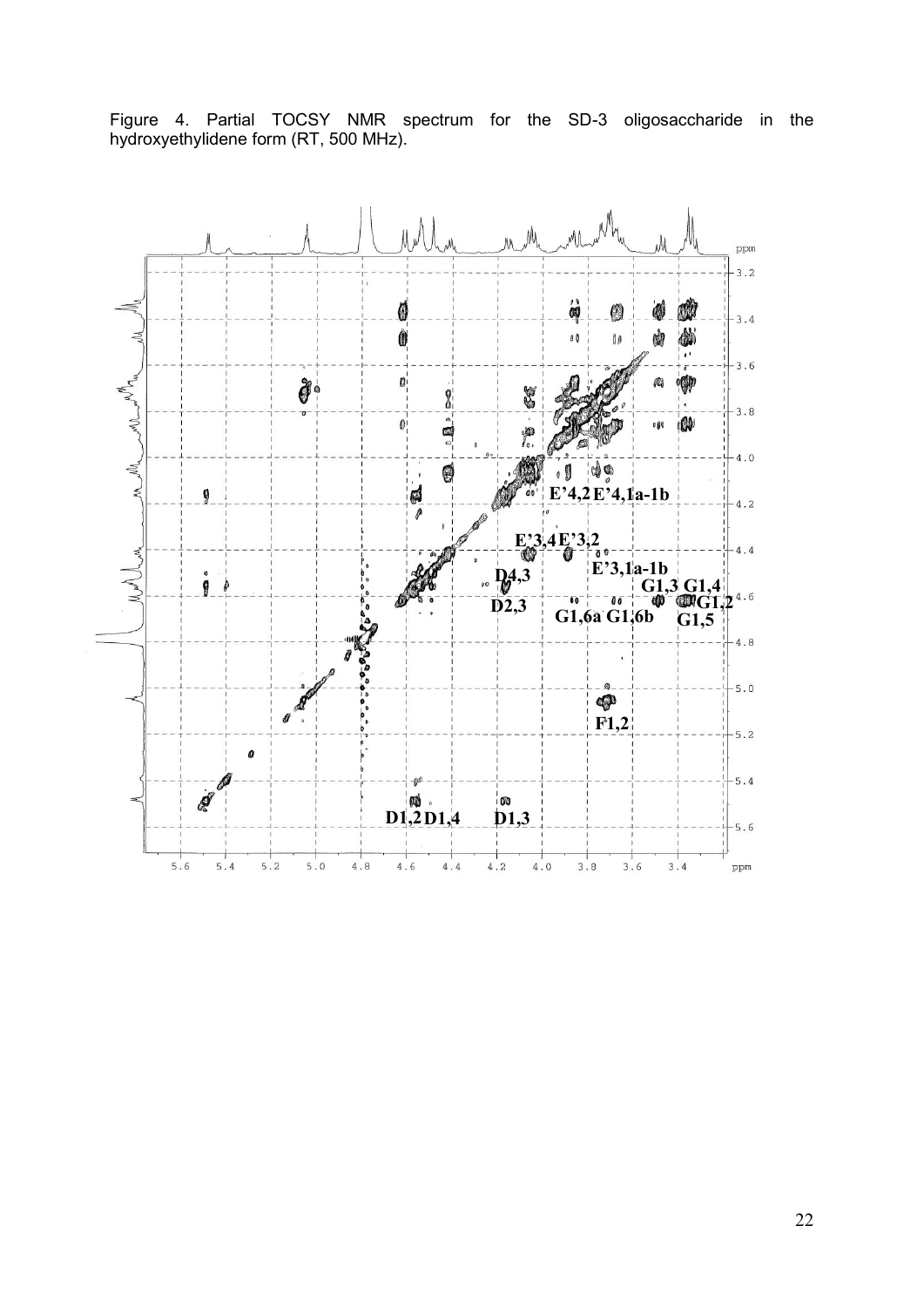Figure 4. Partial TOCSY NMR spectrum for the SD-3 oligosaccharide in the hydroxyethylidene form (RT, 500 MHz).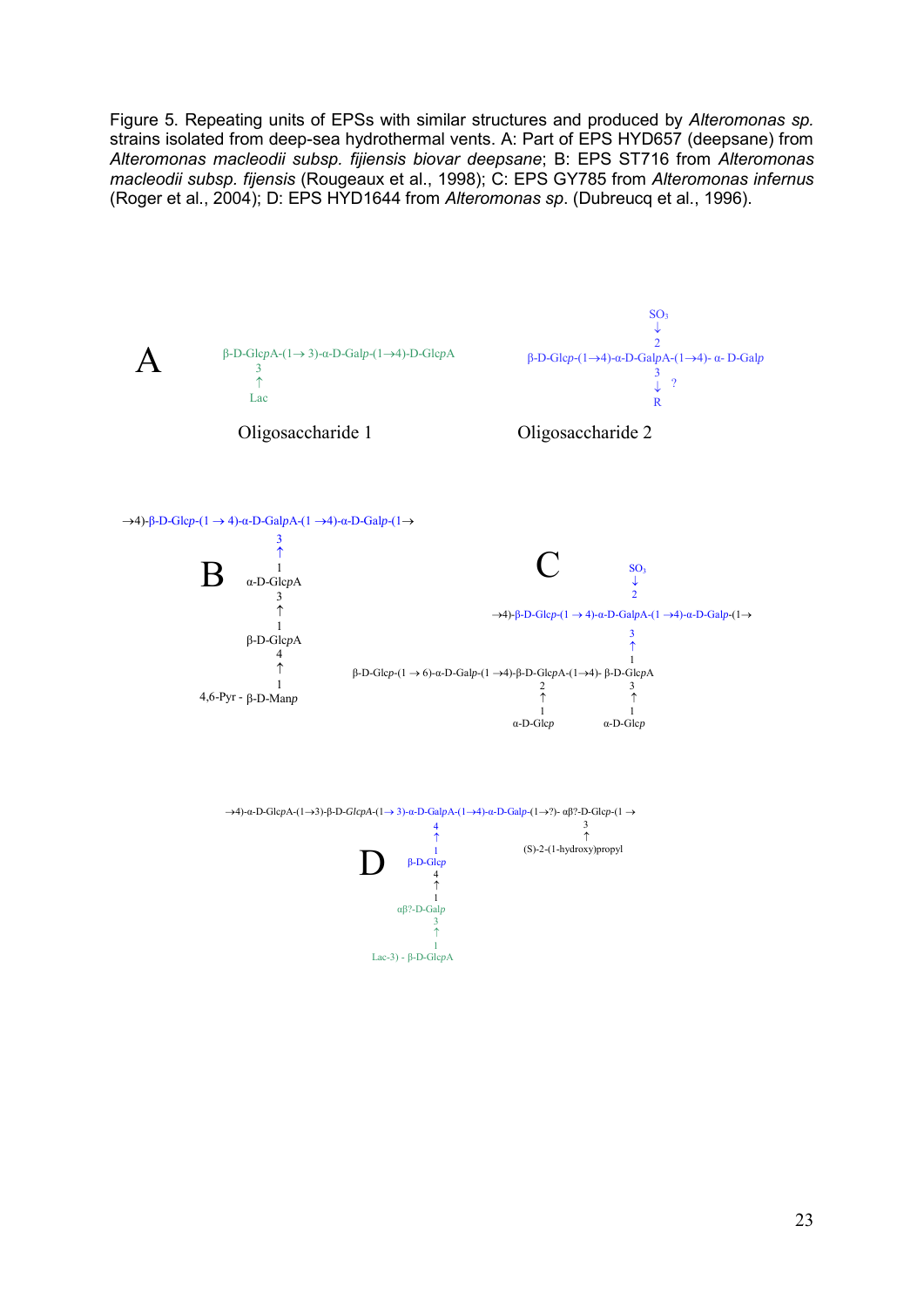Figure 5. Repeating units of EPSs with similar structures and produced by *Alteromonas sp.* strains isolated from deep-sea hydrothermal vents. A: Part of EPS HYD657 (deepsane) from *Alteromonas macleodii subsp. fijiensis biovar deepsane*; B: EPS ST716 from *Alteromonas macleodii subsp. fijiensis* (Rougeaux et al., 1998); C: EPS GY785 from *Alteromonas infernus* (Roger et al., 2004); D: EPS HYD1644 from *Alteromonas sp*. (Dubreucq et al., 1996).

A

β-D-GlcpA-(1→ 3)-α-D-Galp-(1→4)-D-GlcpA
3
↑
Lac

Oligosaccharide 1

SO3
↓
2
β-D-Glcp-(1→4)-α-D-GalpA-(1→4)- α- D-Galp
3
↓ ?
R

Oligosaccharide 2

B

→4)-β-D-Glcp-(1 → 4)-α-D-GalpA-(1 →4)-α-D-Galp-(1→
3
↑
1
α-D-GlcpA
3
↑
1
β-D-GlcpA
4
↑
1
4,6-Pyr - β-D-Manp

C

SO3
↓
2
→4)-β-D-Glcp-(1 → 4)-α-D-GalpA-(1 →4)-α-D-Galp-(1→
3
↑
1
β-D-Glcp-(1 → 6)-α-D-Galp-(1 →4)-β-D-GlcpA-(1→4)- β-D-GlcpA
2 3
↑ ↑
1 1
α-D-Glcp α-D-Glcp

D

→4)-α-D-GlcpA-(1→3)-β-D-GlcpA-(1→ 3)-α-D-GalpA-(1→4)-α-D-Galp-(1→?)- αβ?-D-Glcp-(1 →
4 3
↑ ↑
1 (S)-2-(1-hydroxy)propyl
β-D-Glcp
4
↑
1
αβ?-D-Galp
3
↑
1
Lac-3) - β-D-GlcpA